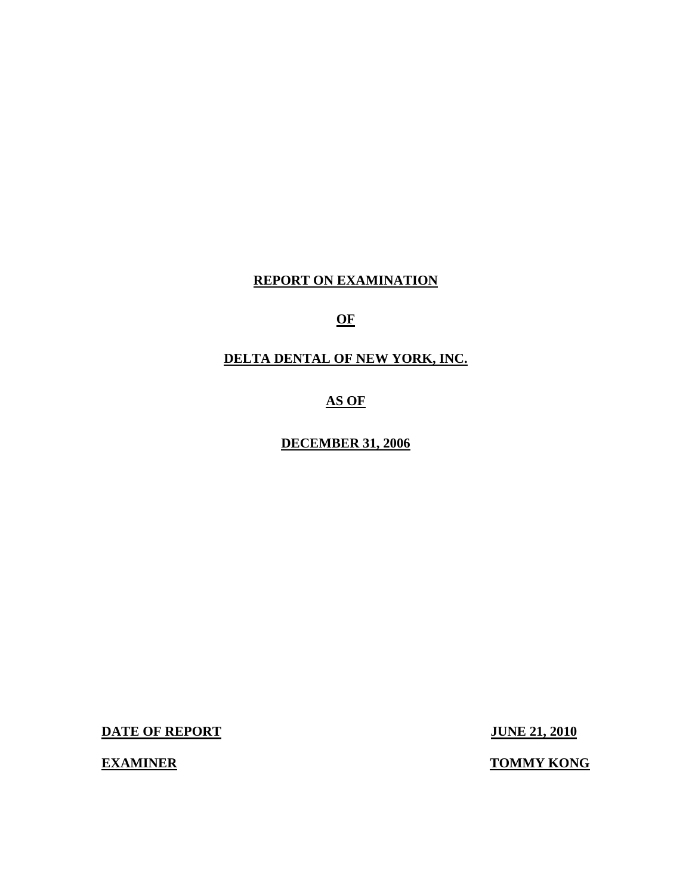# REPORT ON EXAMINATION

# OF

# DELTA DENTAL OF NEW YORK, INC.

# AS OF

# DECEMBER 31, 2006

**DATE OF REPORT** **JUNE 21, 2010**

**EXAMINER** **TOMMY KONG**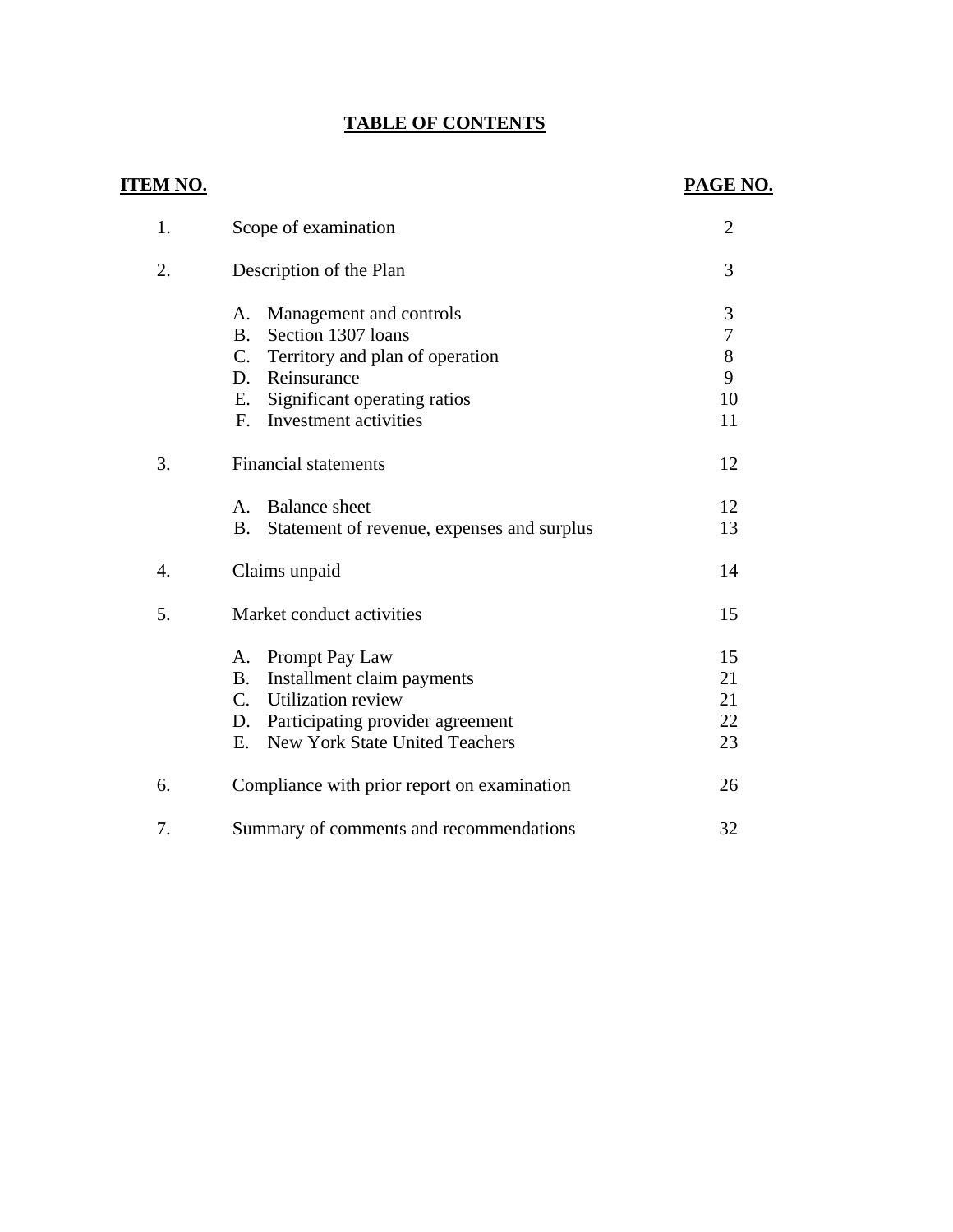# TABLE OF CONTENTS

| ITEM NO. | | PAGE NO. |
|---|---|---|
| 1. | Scope of examination | 2 |
| 2. | Description of the Plan | 3 |
| | A. Management and controls | 3 |
| | B. Section 1307 loans | 7 |
| | C. Territory and plan of operation | 8 |
| | D. Reinsurance | 9 |
| | E. Significant operating ratios | 10 |
| | F. Investment activities | 11 |
| 3. | Financial statements | 12 |
| | A. Balance sheet | 12 |
| | B. Statement of revenue, expenses and surplus | 13 |
| 4. | Claims unpaid | 14 |
| 5. | Market conduct activities | 15 |
| | A. Prompt Pay Law | 15 |
| | B. Installment claim payments | 21 |
| | C. Utilization review | 21 |
| | D. Participating provider agreement | 22 |
| | E. New York State United Teachers | 23 |
| 6. | Compliance with prior report on examination | 26 |
| 7. | Summary of comments and recommendations | 32 |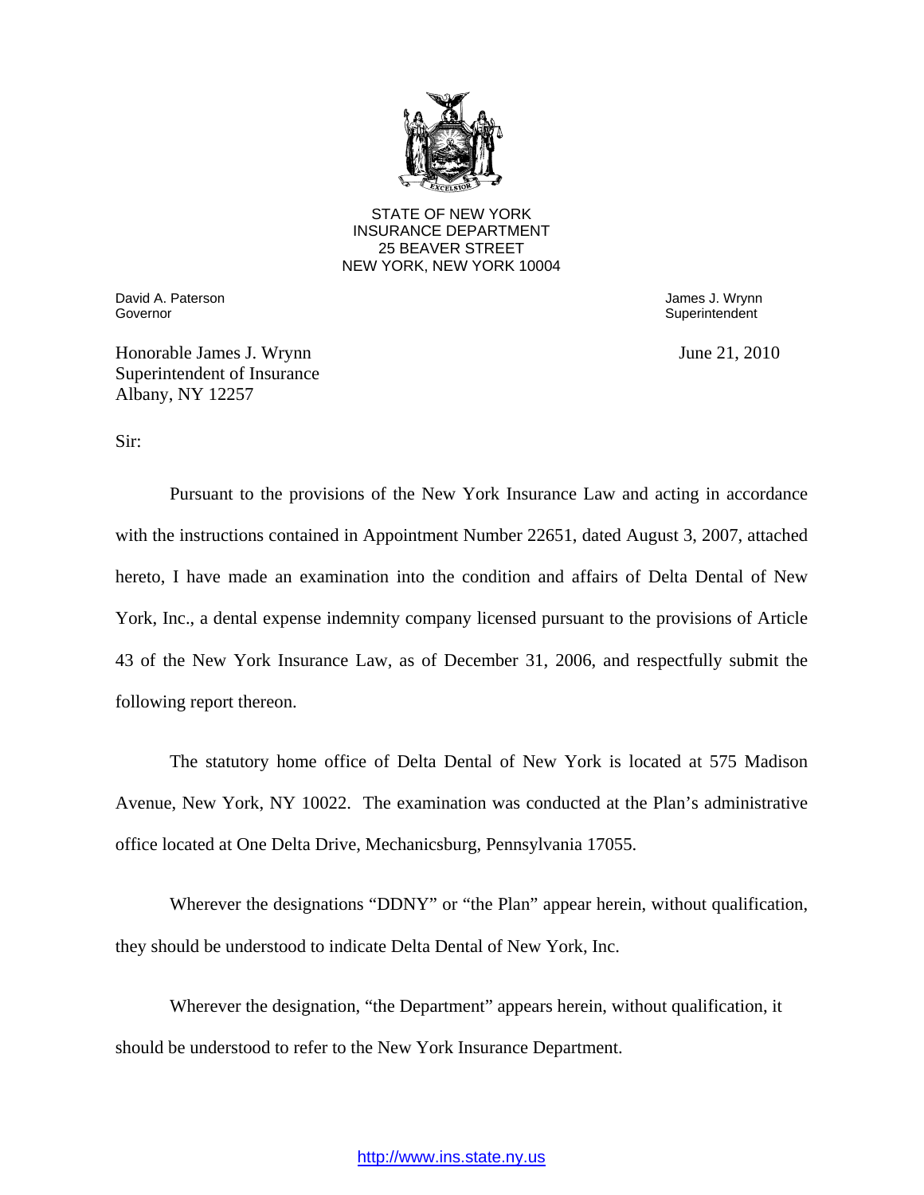STATE OF NEW YORK
INSURANCE DEPARTMENT
25 BEAVER STREET
NEW YORK, NEW YORK 10004

David A. Paterson
Governor

James J. Wrynn
Superintendent

Honorable James J. Wrynn
Superintendent of Insurance
Albany, NY 12257

June 21, 2010

Sir:

Pursuant to the provisions of the New York Insurance Law and acting in accordance with the instructions contained in Appointment Number 22651, dated August 3, 2007, attached hereto, I have made an examination into the condition and affairs of Delta Dental of New York, Inc., a dental expense indemnity company licensed pursuant to the provisions of Article 43 of the New York Insurance Law, as of December 31, 2006, and respectfully submit the following report thereon.

The statutory home office of Delta Dental of New York is located at 575 Madison Avenue, New York, NY 10022. The examination was conducted at the Plan's administrative office located at One Delta Drive, Mechanicsburg, Pennsylvania 17055.

Wherever the designations "DDNY" or "the Plan" appear herein, without qualification, they should be understood to indicate Delta Dental of New York, Inc.

Wherever the designation, "the Department" appears herein, without qualification, it should be understood to refer to the New York Insurance Department.

http://www.ins.state.ny.us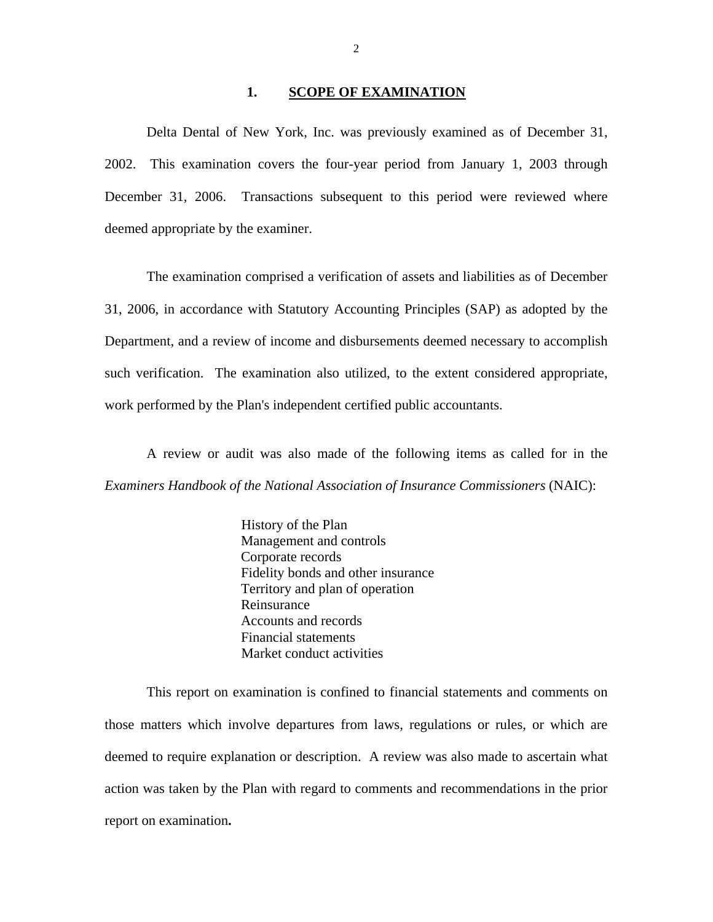## 1. SCOPE OF EXAMINATION

Delta Dental of New York, Inc. was previously examined as of December 31, 2002. This examination covers the four-year period from January 1, 2003 through December 31, 2006. Transactions subsequent to this period were reviewed where deemed appropriate by the examiner.

The examination comprised a verification of assets and liabilities as of December 31, 2006, in accordance with Statutory Accounting Principles (SAP) as adopted by the Department, and a review of income and disbursements deemed necessary to accomplish such verification. The examination also utilized, to the extent considered appropriate, work performed by the Plan's independent certified public accountants.

A review or audit was also made of the following items as called for in the *Examiners Handbook of the National Association of Insurance Commissioners* (NAIC):

- History of the Plan
- Management and controls
- Corporate records
- Fidelity bonds and other insurance
- Territory and plan of operation
- Reinsurance
- Accounts and records
- Financial statements
- Market conduct activities

This report on examination is confined to financial statements and comments on those matters which involve departures from laws, regulations or rules, or which are deemed to require explanation or description. A review was also made to ascertain what action was taken by the Plan with regard to comments and recommendations in the prior report on examination**.**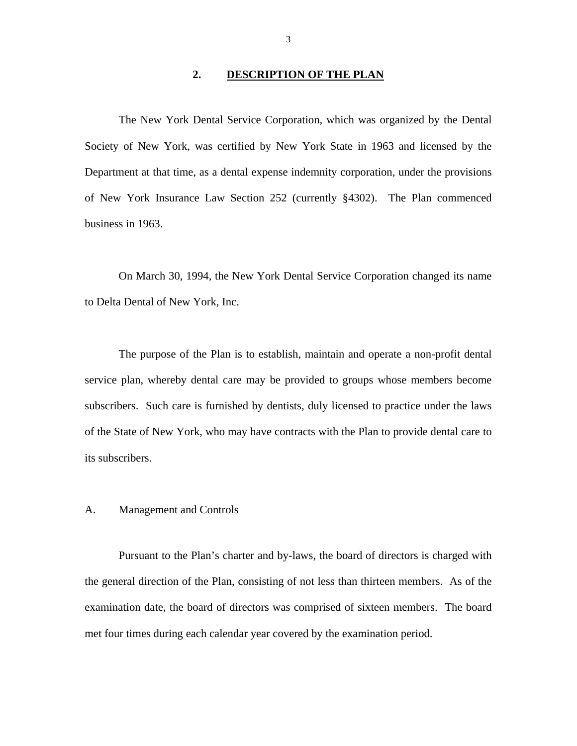## 2. DESCRIPTION OF THE PLAN

The New York Dental Service Corporation, which was organized by the Dental Society of New York, was certified by New York State in 1963 and licensed by the Department at that time, as a dental expense indemnity corporation, under the provisions of New York Insurance Law Section 252 (currently §4302). The Plan commenced business in 1963.

On March 30, 1994, the New York Dental Service Corporation changed its name to Delta Dental of New York, Inc.

The purpose of the Plan is to establish, maintain and operate a non-profit dental service plan, whereby dental care may be provided to groups whose members become subscribers. Such care is furnished by dentists, duly licensed to practice under the laws of the State of New York, who may have contracts with the Plan to provide dental care to its subscribers.

### A. Management and Controls

Pursuant to the Plan's charter and by-laws, the board of directors is charged with the general direction of the Plan, consisting of not less than thirteen members. As of the examination date, the board of directors was comprised of sixteen members. The board met four times during each calendar year covered by the examination period.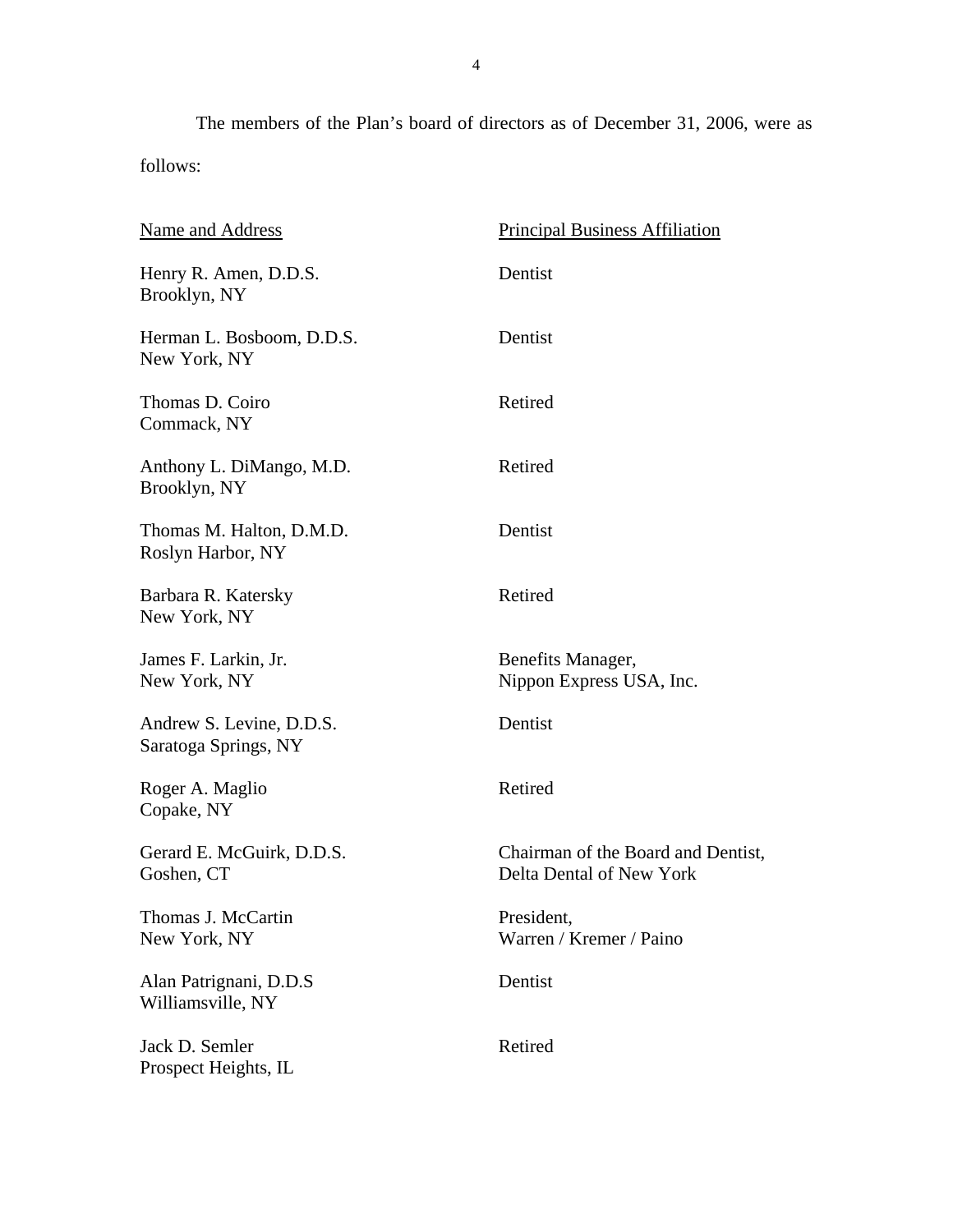The members of the Plan's board of directors as of December 31, 2006, were as follows:

| Name and Address | Principal Business Affiliation |
|---|---|
| Henry R. Amen, D.D.S.<br>Brooklyn, NY | Dentist |
| Herman L. Bosboom, D.D.S.<br>New York, NY | Dentist |
| Thomas D. Coiro<br>Commack, NY | Retired |
| Anthony L. DiMango, M.D.<br>Brooklyn, NY | Retired |
| Thomas M. Halton, D.M.D.<br>Roslyn Harbor, NY | Dentist |
| Barbara R. Katersky<br>New York, NY | Retired |
| James F. Larkin, Jr.<br>New York, NY | Benefits Manager,<br>Nippon Express USA, Inc. |
| Andrew S. Levine, D.D.S.<br>Saratoga Springs, NY | Dentist |
| Roger A. Maglio<br>Copake, NY | Retired |
| Gerard E. McGuirk, D.D.S.<br>Goshen, CT | Chairman of the Board and Dentist,<br>Delta Dental of New York |
| Thomas J. McCartin<br>New York, NY | President,<br>Warren / Kremer / Paino |
| Alan Patrignani, D.D.S<br>Williamsville, NY | Dentist |
| Jack D. Semler<br>Prospect Heights, IL | Retired |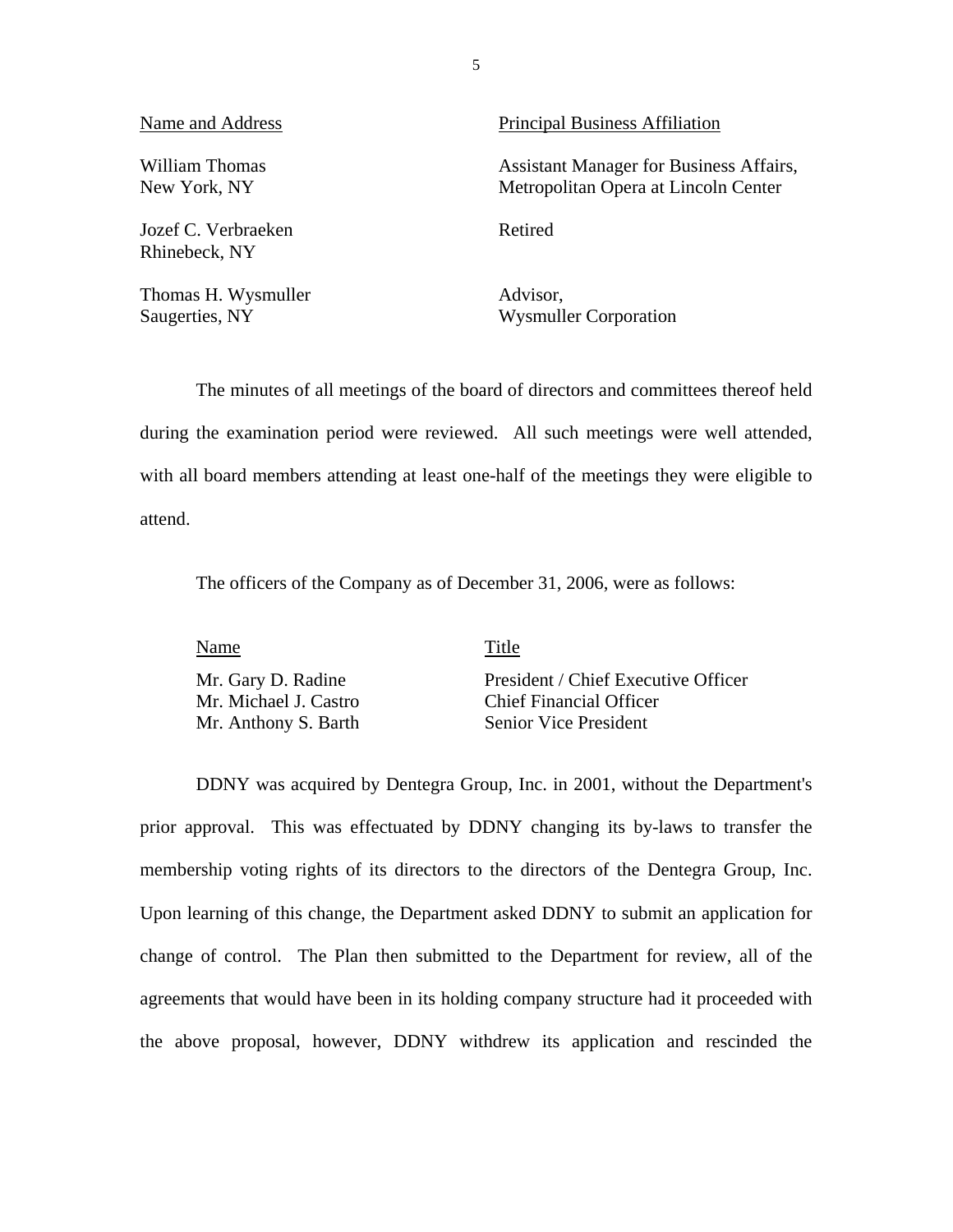| Name and Address | Principal Business Affiliation |
|---|---|
| William Thomas<br>New York, NY | Assistant Manager for Business Affairs,<br>Metropolitan Opera at Lincoln Center |
| Jozef C. Verbraeken<br>Rhinebeck, NY | Retired |
| Thomas H. Wysmuller<br>Saugerties, NY | Advisor,<br>Wysmuller Corporation |

The minutes of all meetings of the board of directors and committees thereof held during the examination period were reviewed. All such meetings were well attended, with all board members attending at least one-half of the meetings they were eligible to attend.

The officers of the Company as of December 31, 2006, were as follows:

| Name | Title |
|---|---|
| Mr. Gary D. Radine | President / Chief Executive Officer |
| Mr. Michael J. Castro | Chief Financial Officer |
| Mr. Anthony S. Barth | Senior Vice President |

DDNY was acquired by Dentegra Group, Inc. in 2001, without the Department's prior approval. This was effectuated by DDNY changing its by-laws to transfer the membership voting rights of its directors to the directors of the Dentegra Group, Inc. Upon learning of this change, the Department asked DDNY to submit an application for change of control. The Plan then submitted to the Department for review, all of the agreements that would have been in its holding company structure had it proceeded with the above proposal, however, DDNY withdrew its application and rescinded the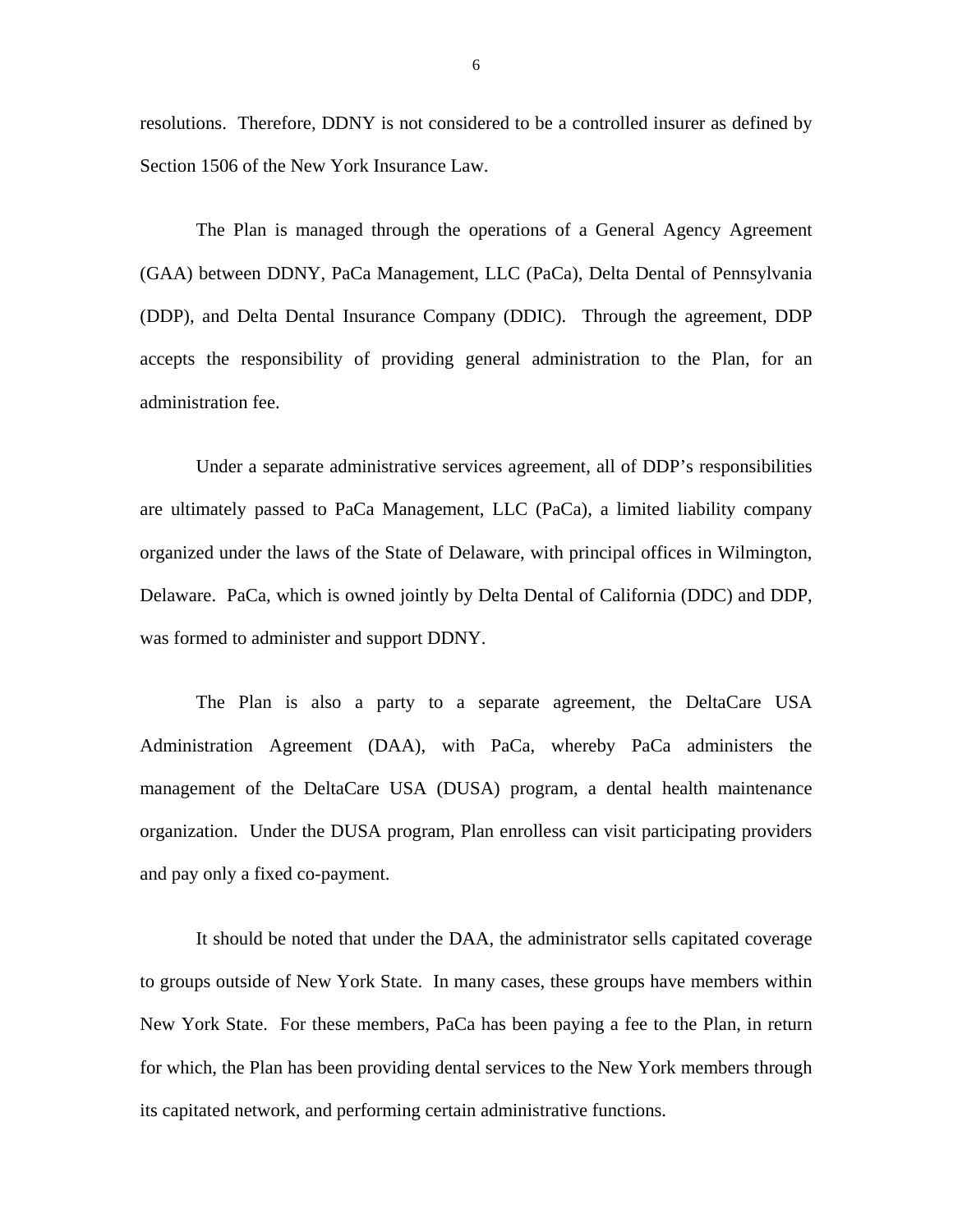resolutions. Therefore, DDNY is not considered to be a controlled insurer as defined by Section 1506 of the New York Insurance Law.

The Plan is managed through the operations of a General Agency Agreement (GAA) between DDNY, PaCa Management, LLC (PaCa), Delta Dental of Pennsylvania (DDP), and Delta Dental Insurance Company (DDIC). Through the agreement, DDP accepts the responsibility of providing general administration to the Plan, for an administration fee.

Under a separate administrative services agreement, all of DDP's responsibilities are ultimately passed to PaCa Management, LLC (PaCa), a limited liability company organized under the laws of the State of Delaware, with principal offices in Wilmington, Delaware. PaCa, which is owned jointly by Delta Dental of California (DDC) and DDP, was formed to administer and support DDNY.

The Plan is also a party to a separate agreement, the DeltaCare USA Administration Agreement (DAA), with PaCa, whereby PaCa administers the management of the DeltaCare USA (DUSA) program, a dental health maintenance organization. Under the DUSA program, Plan enrolless can visit participating providers and pay only a fixed co-payment.

It should be noted that under the DAA, the administrator sells capitated coverage to groups outside of New York State. In many cases, these groups have members within New York State. For these members, PaCa has been paying a fee to the Plan, in return for which, the Plan has been providing dental services to the New York members through its capitated network, and performing certain administrative functions.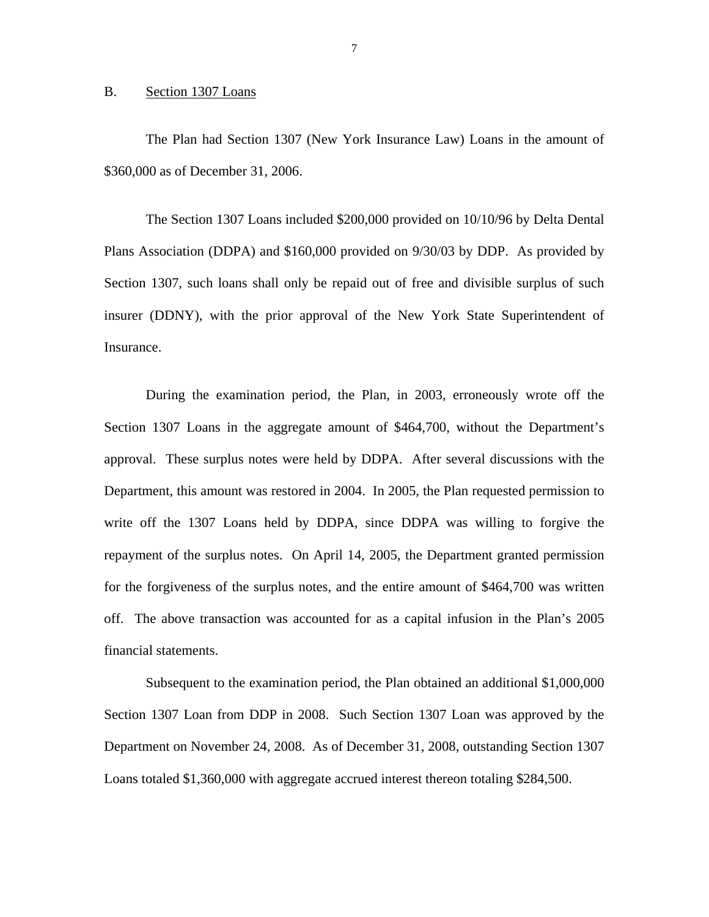## B. Section 1307 Loans

The Plan had Section 1307 (New York Insurance Law) Loans in the amount of $360,000 as of December 31, 2006.

The Section 1307 Loans included $200,000 provided on 10/10/96 by Delta Dental Plans Association (DDPA) and $160,000 provided on 9/30/03 by DDP. As provided by Section 1307, such loans shall only be repaid out of free and divisible surplus of such insurer (DDNY), with the prior approval of the New York State Superintendent of Insurance.

During the examination period, the Plan, in 2003, erroneously wrote off the Section 1307 Loans in the aggregate amount of $464,700, without the Department's approval. These surplus notes were held by DDPA. After several discussions with the Department, this amount was restored in 2004. In 2005, the Plan requested permission to write off the 1307 Loans held by DDPA, since DDPA was willing to forgive the repayment of the surplus notes. On April 14, 2005, the Department granted permission for the forgiveness of the surplus notes, and the entire amount of $464,700 was written off. The above transaction was accounted for as a capital infusion in the Plan's 2005 financial statements.

Subsequent to the examination period, the Plan obtained an additional $1,000,000 Section 1307 Loan from DDP in 2008. Such Section 1307 Loan was approved by the Department on November 24, 2008. As of December 31, 2008, outstanding Section 1307 Loans totaled $1,360,000 with aggregate accrued interest thereon totaling $284,500.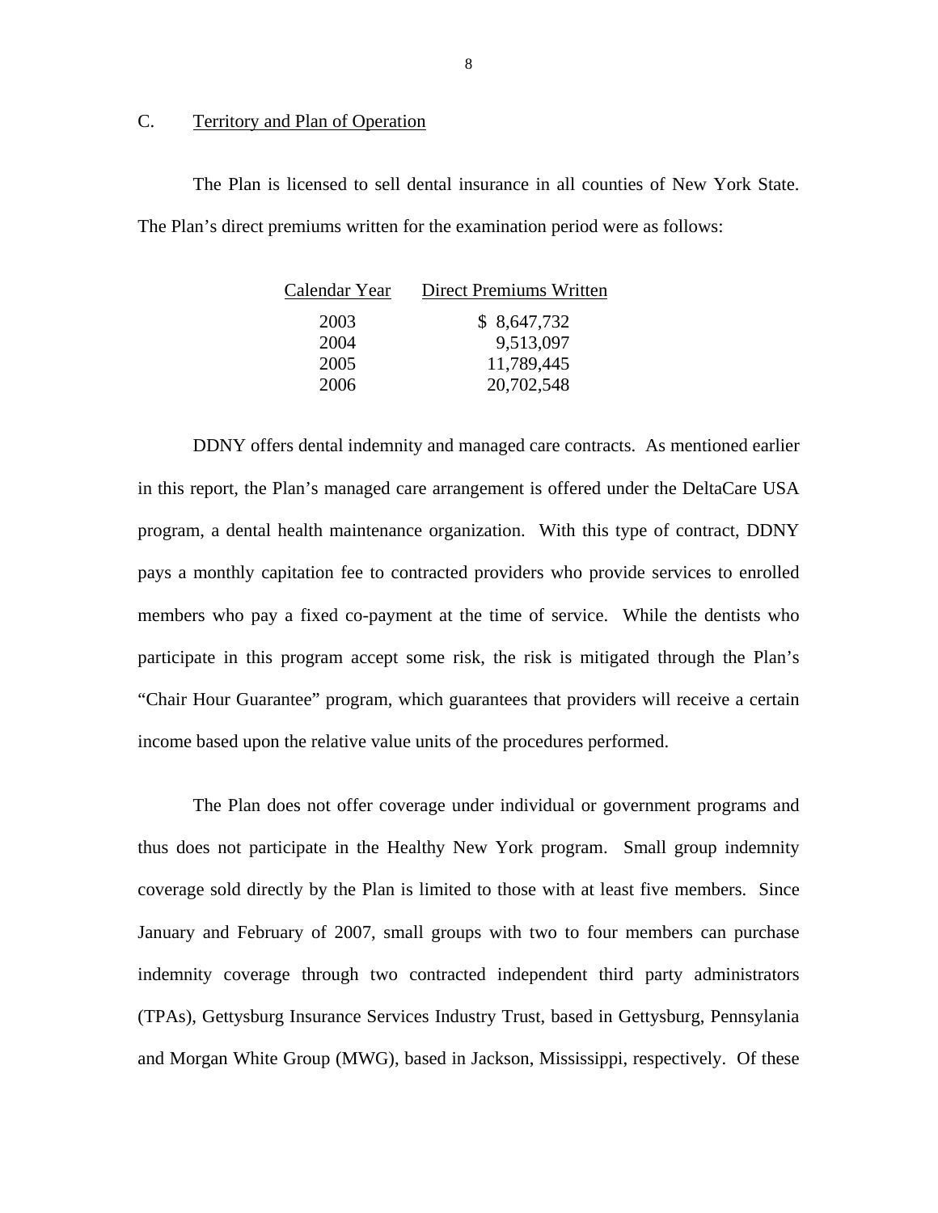## C. Territory and Plan of Operation

The Plan is licensed to sell dental insurance in all counties of New York State. The Plan's direct premiums written for the examination period were as follows:

| Calendar Year | Direct Premiums Written |
|---|---|
| 2003 | $ 8,647,732 |
| 2004 | 9,513,097 |
| 2005 | 11,789,445 |
| 2006 | 20,702,548 |

DDNY offers dental indemnity and managed care contracts. As mentioned earlier in this report, the Plan's managed care arrangement is offered under the DeltaCare USA program, a dental health maintenance organization. With this type of contract, DDNY pays a monthly capitation fee to contracted providers who provide services to enrolled members who pay a fixed co-payment at the time of service. While the dentists who participate in this program accept some risk, the risk is mitigated through the Plan's "Chair Hour Guarantee" program, which guarantees that providers will receive a certain income based upon the relative value units of the procedures performed.

The Plan does not offer coverage under individual or government programs and thus does not participate in the Healthy New York program. Small group indemnity coverage sold directly by the Plan is limited to those with at least five members. Since January and February of 2007, small groups with two to four members can purchase indemnity coverage through two contracted independent third party administrators (TPAs), Gettysburg Insurance Services Industry Trust, based in Gettysburg, Pennsylania and Morgan White Group (MWG), based in Jackson, Mississippi, respectively. Of these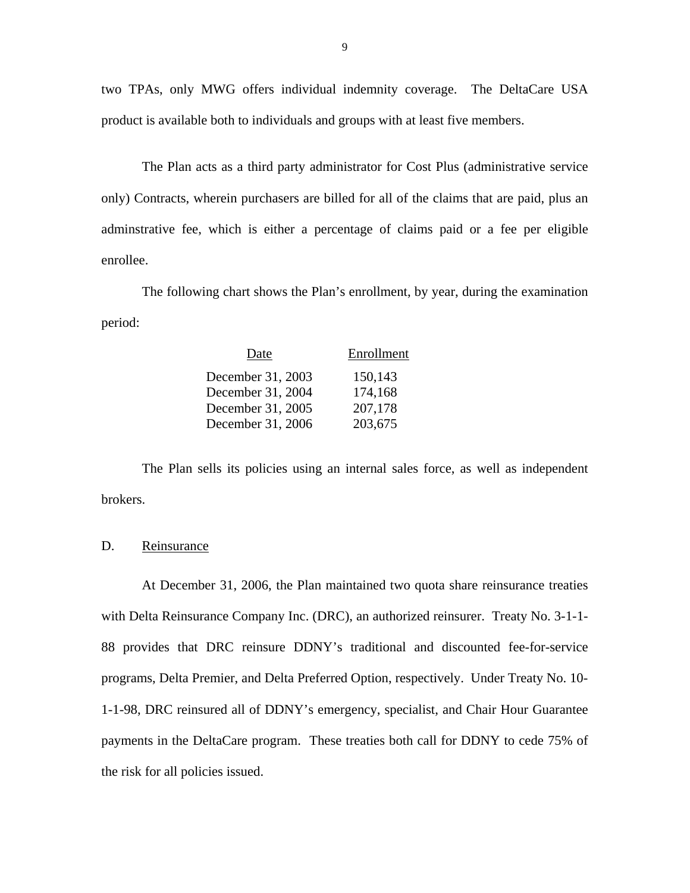two TPAs, only MWG offers individual indemnity coverage. The DeltaCare USA product is available both to individuals and groups with at least five members.

The Plan acts as a third party administrator for Cost Plus (administrative service only) Contracts, wherein purchasers are billed for all of the claims that are paid, plus an adminstrative fee, which is either a percentage of claims paid or a fee per eligible enrollee.

The following chart shows the Plan's enrollment, by year, during the examination period:

| Date | Enrollment |
|---|---|
| December 31, 2003 | 150,143 |
| December 31, 2004 | 174,168 |
| December 31, 2005 | 207,178 |
| December 31, 2006 | 203,675 |

The Plan sells its policies using an internal sales force, as well as independent brokers.

## D. Reinsurance

At December 31, 2006, the Plan maintained two quota share reinsurance treaties with Delta Reinsurance Company Inc. (DRC), an authorized reinsurer. Treaty No. 3-1-1-88 provides that DRC reinsure DDNY's traditional and discounted fee-for-service programs, Delta Premier, and Delta Preferred Option, respectively. Under Treaty No. 10-1-1-98, DRC reinsured all of DDNY's emergency, specialist, and Chair Hour Guarantee payments in the DeltaCare program. These treaties both call for DDNY to cede 75% of the risk for all policies issued.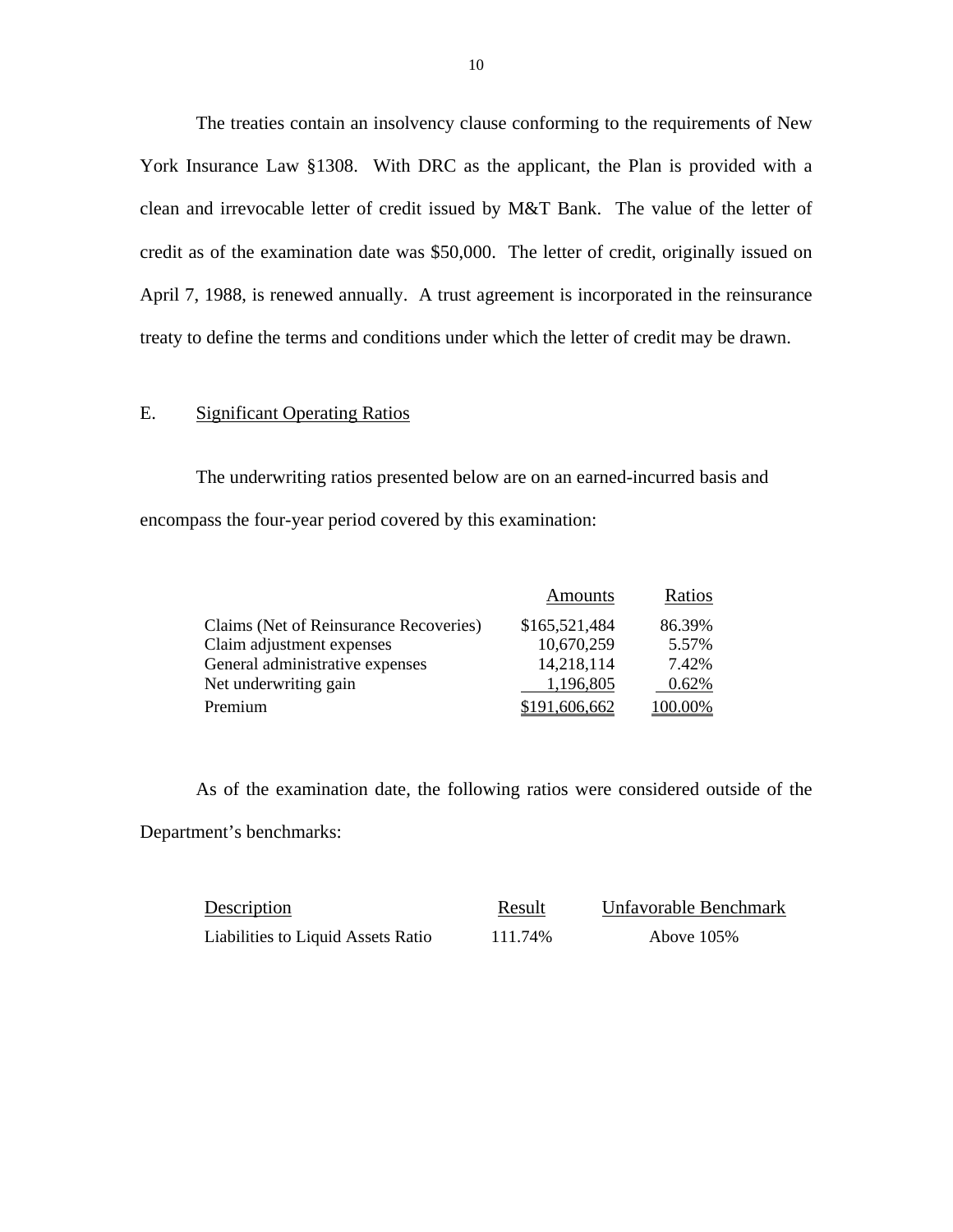The treaties contain an insolvency clause conforming to the requirements of New York Insurance Law §1308. With DRC as the applicant, the Plan is provided with a clean and irrevocable letter of credit issued by M&T Bank. The value of the letter of credit as of the examination date was $50,000. The letter of credit, originally issued on April 7, 1988, is renewed annually. A trust agreement is incorporated in the reinsurance treaty to define the terms and conditions under which the letter of credit may be drawn.

## E. Significant Operating Ratios

The underwriting ratios presented below are on an earned-incurred basis and encompass the four-year period covered by this examination:

| | Amounts | Ratios |
|---|---|---|
| Claims (Net of Reinsurance Recoveries) | $165,521,484 | 86.39% |
| Claim adjustment expenses | 10,670,259 | 5.57% |
| General administrative expenses | 14,218,114 | 7.42% |
| Net underwriting gain | 1,196,805 | 0.62% |
| Premium | $191,606,662 | 100.00% |

As of the examination date, the following ratios were considered outside of the Department's benchmarks:

| Description | Result | Unfavorable Benchmark |
|---|---|---|
| Liabilities to Liquid Assets Ratio | 111.74% | Above 105% |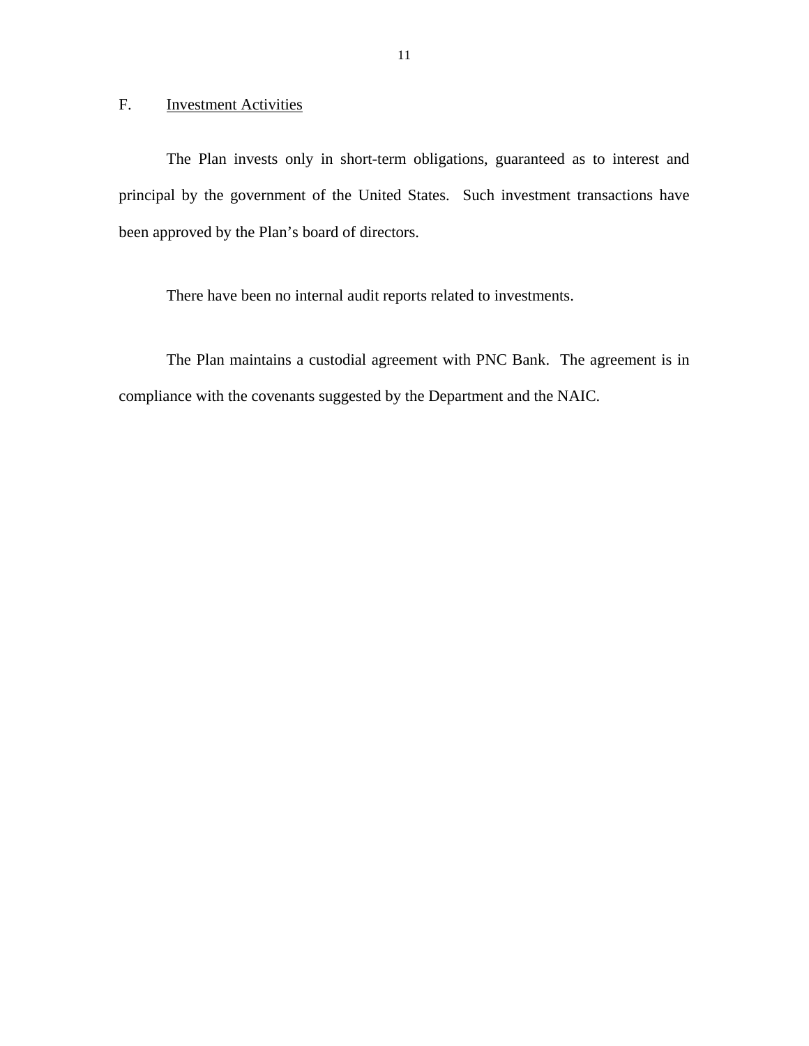## F. Investment Activities

The Plan invests only in short-term obligations, guaranteed as to interest and principal by the government of the United States. Such investment transactions have been approved by the Plan's board of directors.

There have been no internal audit reports related to investments.

The Plan maintains a custodial agreement with PNC Bank. The agreement is in compliance with the covenants suggested by the Department and the NAIC.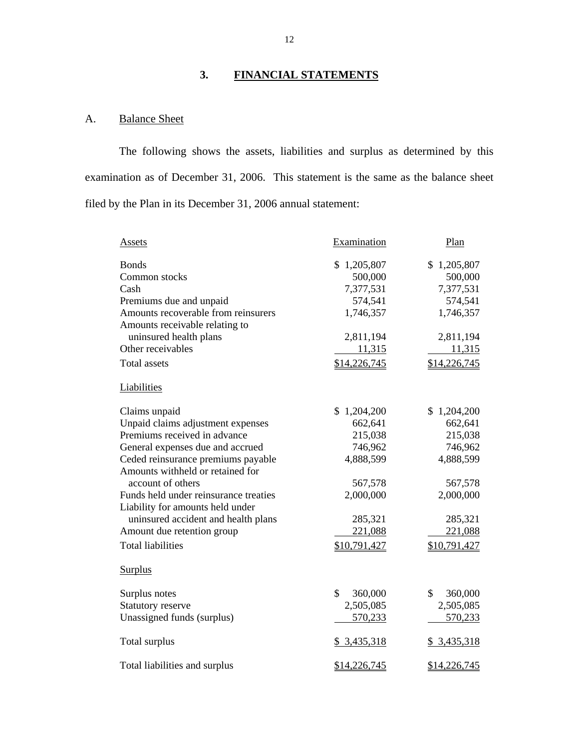## 3. FINANCIAL STATEMENTS

### A. Balance Sheet

The following shows the assets, liabilities and surplus as determined by this examination as of December 31, 2006. This statement is the same as the balance sheet filed by the Plan in its December 31, 2006 annual statement:

| Assets | Examination | Plan |
|---|---|---|
| Bonds | $ 1,205,807 | $ 1,205,807 |
| Common stocks | 500,000 | 500,000 |
| Cash | 7,377,531 | 7,377,531 |
| Premiums due and unpaid | 574,541 | 574,541 |
| Amounts recoverable from reinsurers | 1,746,357 | 1,746,357 |
| Amounts receivable relating to uninsured health plans | 2,811,194 | 2,811,194 |
| Other receivables | 11,315 | 11,315 |
| Total assets | $14,226,745 | $14,226,745 |
| **Liabilities** | | |
| Claims unpaid | $ 1,204,200 | $ 1,204,200 |
| Unpaid claims adjustment expenses | 662,641 | 662,641 |
| Premiums received in advance | 215,038 | 215,038 |
| General expenses due and accrued | 746,962 | 746,962 |
| Ceded reinsurance premiums payable | 4,888,599 | 4,888,599 |
| Amounts withheld or retained for account of others | 567,578 | 567,578 |
| Funds held under reinsurance treaties | 2,000,000 | 2,000,000 |
| Liability for amounts held under uninsured accident and health plans | 285,321 | 285,321 |
| Amount due retention group | 221,088 | 221,088 |
| Total liabilities | $10,791,427 | $10,791,427 |
| **Surplus** | | |
| Surplus notes | $ 360,000 | $ 360,000 |
| Statutory reserve | 2,505,085 | 2,505,085 |
| Unassigned funds (surplus) | 570,233 | 570,233 |
| Total surplus | $ 3,435,318 | $ 3,435,318 |
| Total liabilities and surplus | $14,226,745 | $14,226,745 |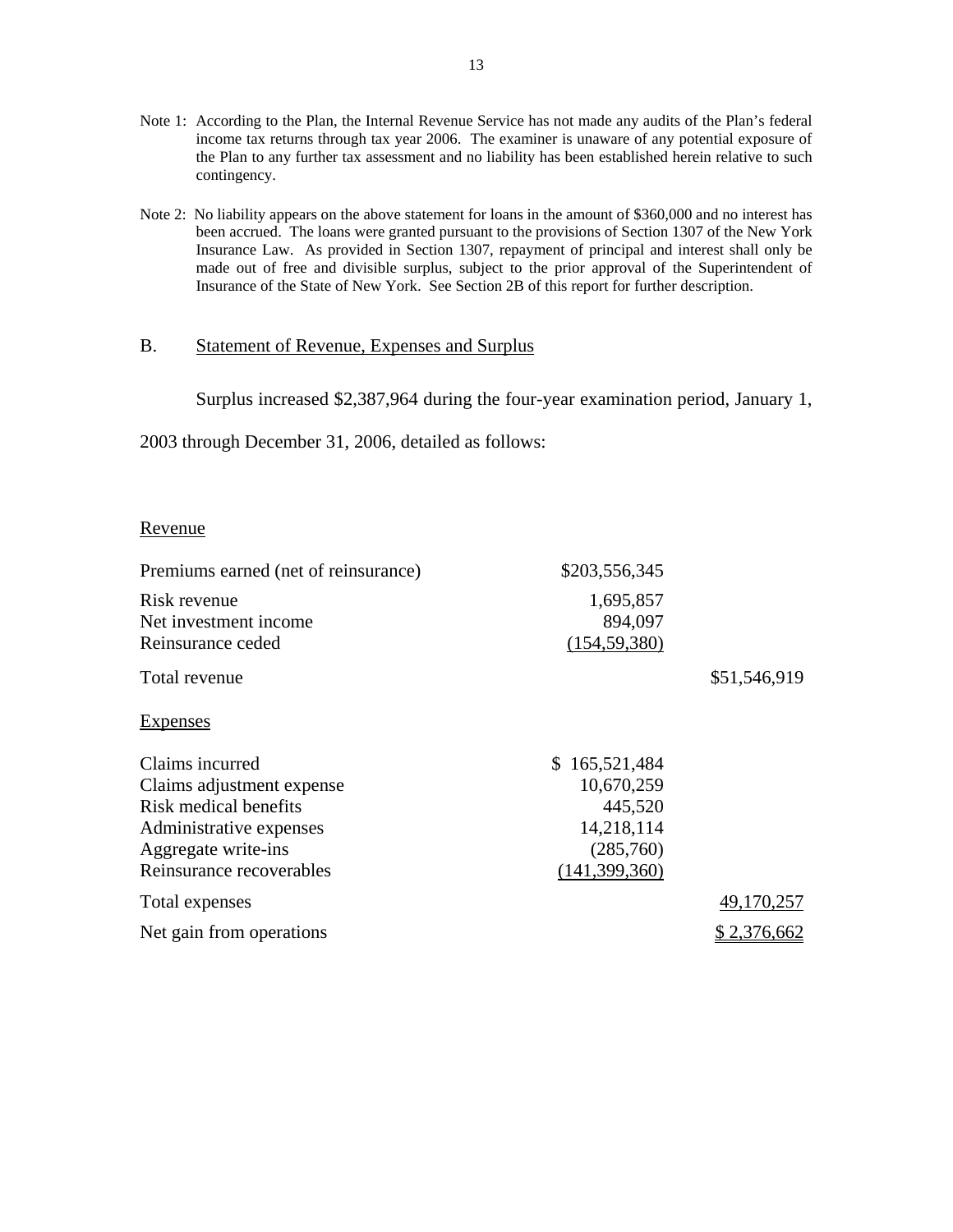Note 1: According to the Plan, the Internal Revenue Service has not made any audits of the Plan's federal income tax returns through tax year 2006. The examiner is unaware of any potential exposure of the Plan to any further tax assessment and no liability has been established herein relative to such contingency.

Note 2: No liability appears on the above statement for loans in the amount of $360,000 and no interest has been accrued. The loans were granted pursuant to the provisions of Section 1307 of the New York Insurance Law. As provided in Section 1307, repayment of principal and interest shall only be made out of free and divisible surplus, subject to the prior approval of the Superintendent of Insurance of the State of New York. See Section 2B of this report for further description.

## B. Statement of Revenue, Expenses and Surplus

Surplus increased $2,387,964 during the four-year examination period, January 1, 2003 through December 31, 2006, detailed as follows:

| | | |
|---|---|---|
| Revenue | | |
| Premiums earned (net of reinsurance) | $203,556,345 | |
| Risk revenue | 1,695,857 | |
| Net investment income | 894,097 | |
| Reinsurance ceded | (154,59,380) | |
| Total revenue | | $51,546,919 |
| Expenses | | |
| Claims incurred | $ 165,521,484 | |
| Claims adjustment expense | 10,670,259 | |
| Risk medical benefits | 445,520 | |
| Administrative expenses | 14,218,114 | |
| Aggregate write-ins | (285,760) | |
| Reinsurance recoverables | (141,399,360) | |
| Total expenses | | 49,170,257 |
| Net gain from operations | | $ 2,376,662 |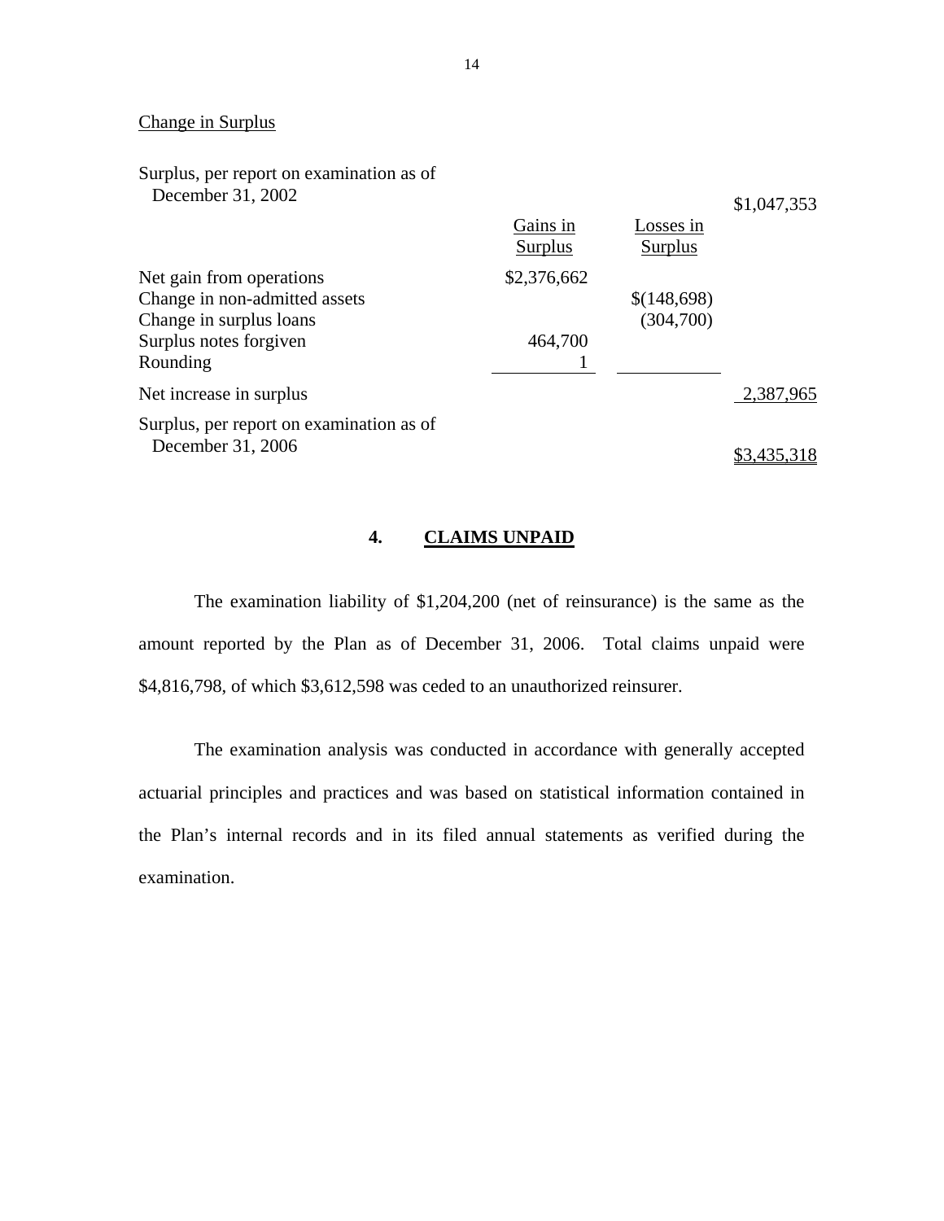Change in Surplus

| | Gains in Surplus | Losses in Surplus | |
|---|---|---|---|
| Surplus, per report on examination as of December 31, 2002 | | | $1,047,353 |
| Net gain from operations | $2,376,662 | | |
| Change in non-admitted assets | | $(148,698) | |
| Change in surplus loans | | (304,700) | |
| Surplus notes forgiven | 464,700 | | |
| Rounding | 1 | | |
| Net increase in surplus | | | 2,387,965 |
| Surplus, per report on examination as of December 31, 2006 | | | $3,435,318 |

## 4. CLAIMS UNPAID

The examination liability of $1,204,200 (net of reinsurance) is the same as the amount reported by the Plan as of December 31, 2006. Total claims unpaid were $4,816,798, of which $3,612,598 was ceded to an unauthorized reinsurer.

The examination analysis was conducted in accordance with generally accepted actuarial principles and practices and was based on statistical information contained in the Plan's internal records and in its filed annual statements as verified during the examination.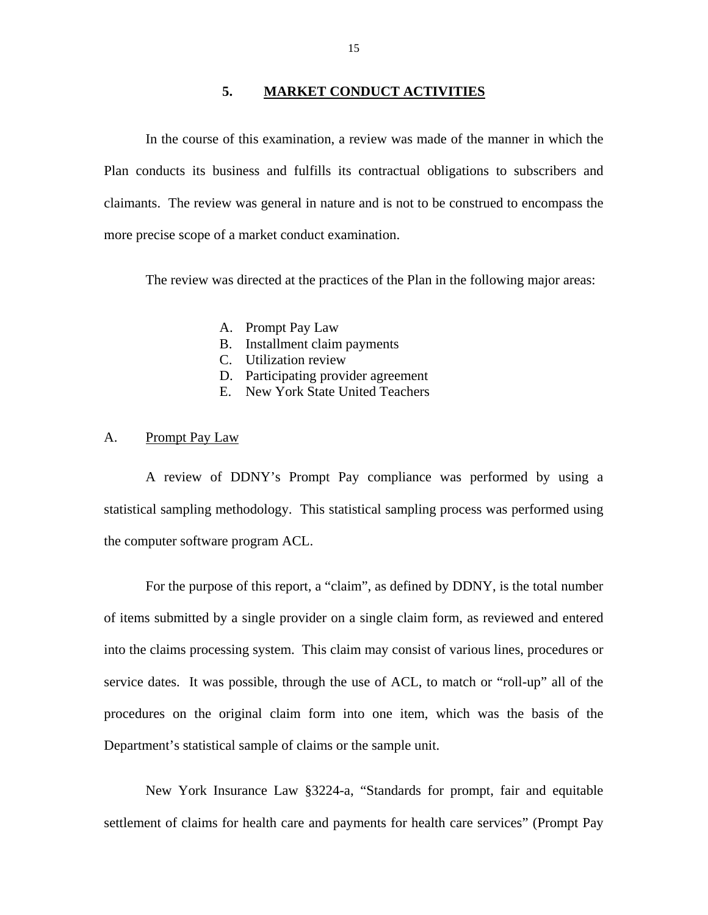## 5. MARKET CONDUCT ACTIVITIES

In the course of this examination, a review was made of the manner in which the Plan conducts its business and fulfills its contractual obligations to subscribers and claimants. The review was general in nature and is not to be construed to encompass the more precise scope of a market conduct examination.

The review was directed at the practices of the Plan in the following major areas:

A. Prompt Pay Law
B. Installment claim payments
C. Utilization review
D. Participating provider agreement
E. New York State United Teachers

### A. Prompt Pay Law

A review of DDNY's Prompt Pay compliance was performed by using a statistical sampling methodology. This statistical sampling process was performed using the computer software program ACL.

For the purpose of this report, a "claim", as defined by DDNY, is the total number of items submitted by a single provider on a single claim form, as reviewed and entered into the claims processing system. This claim may consist of various lines, procedures or service dates. It was possible, through the use of ACL, to match or "roll-up" all of the procedures on the original claim form into one item, which was the basis of the Department's statistical sample of claims or the sample unit.

New York Insurance Law §3224-a, "Standards for prompt, fair and equitable settlement of claims for health care and payments for health care services" (Prompt Pay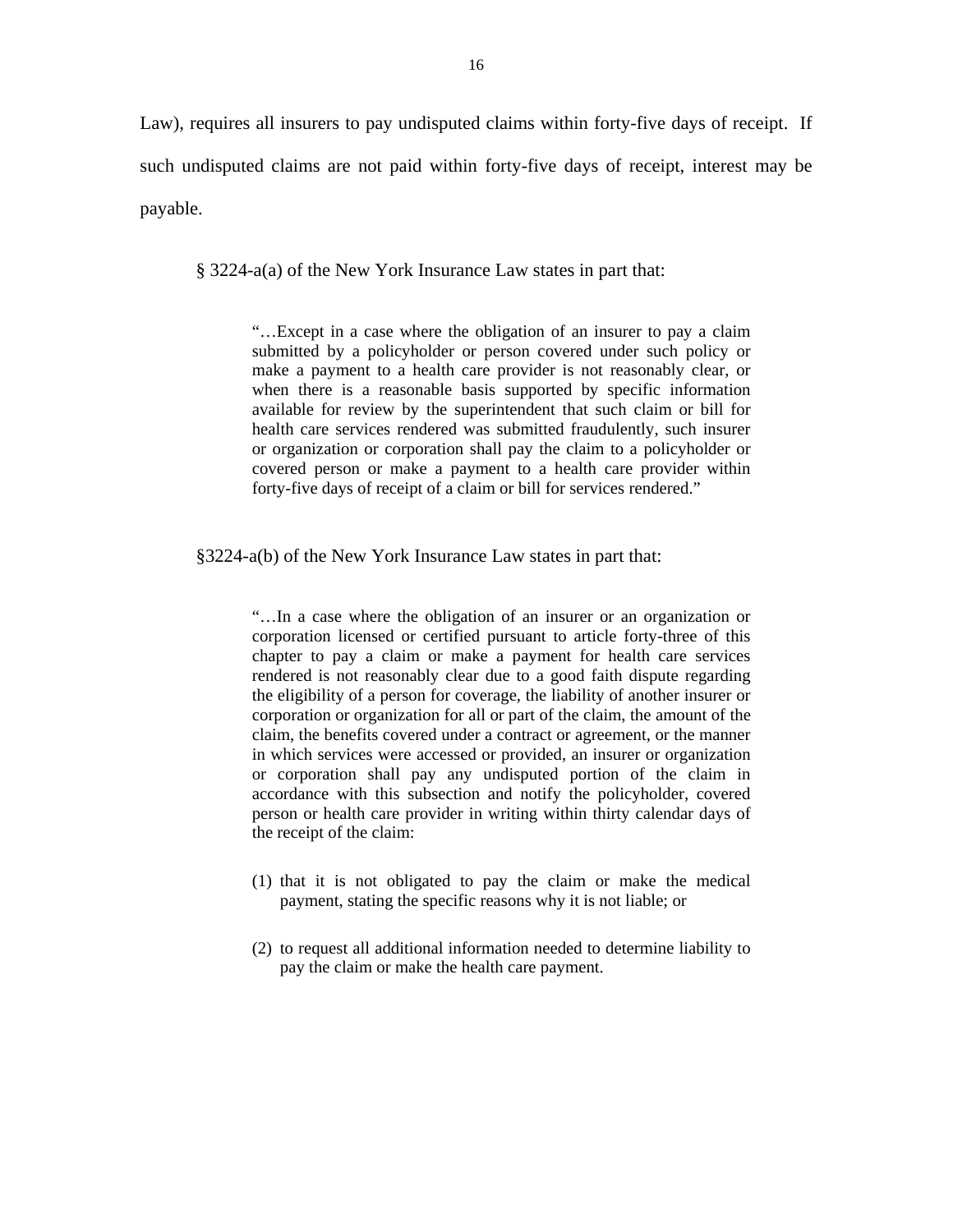Law), requires all insurers to pay undisputed claims within forty-five days of receipt. If such undisputed claims are not paid within forty-five days of receipt, interest may be payable.

§ 3224-a(a) of the New York Insurance Law states in part that:

> "…Except in a case where the obligation of an insurer to pay a claim submitted by a policyholder or person covered under such policy or make a payment to a health care provider is not reasonably clear, or when there is a reasonable basis supported by specific information available for review by the superintendent that such claim or bill for health care services rendered was submitted fraudulently, such insurer or organization or corporation shall pay the claim to a policyholder or covered person or make a payment to a health care provider within forty-five days of receipt of a claim or bill for services rendered."

§3224-a(b) of the New York Insurance Law states in part that:

> "…In a case where the obligation of an insurer or an organization or corporation licensed or certified pursuant to article forty-three of this chapter to pay a claim or make a payment for health care services rendered is not reasonably clear due to a good faith dispute regarding the eligibility of a person for coverage, the liability of another insurer or corporation or organization for all or part of the claim, the amount of the claim, the benefits covered under a contract or agreement, or the manner in which services were accessed or provided, an insurer or organization or corporation shall pay any undisputed portion of the claim in accordance with this subsection and notify the policyholder, covered person or health care provider in writing within thirty calendar days of the receipt of the claim:
>
> (1) that it is not obligated to pay the claim or make the medical payment, stating the specific reasons why it is not liable; or
>
> (2) to request all additional information needed to determine liability to pay the claim or make the health care payment.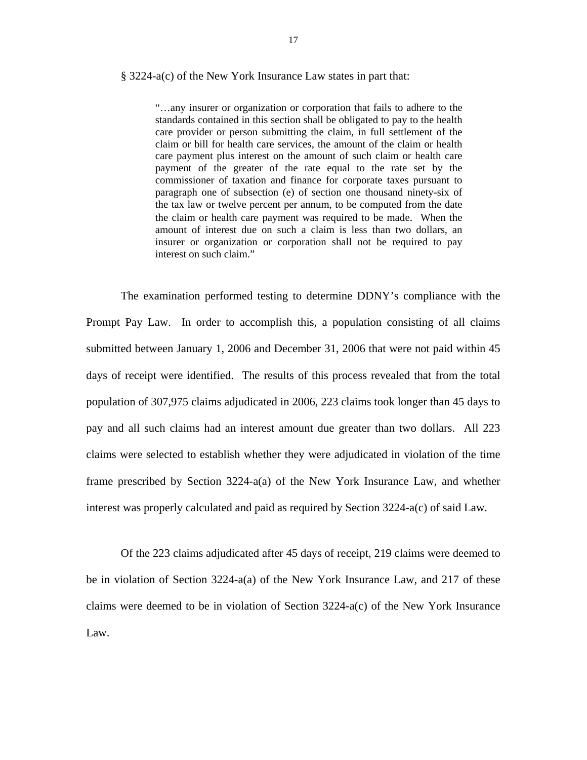§ 3224-a(c) of the New York Insurance Law states in part that:

> "…any insurer or organization or corporation that fails to adhere to the standards contained in this section shall be obligated to pay to the health care provider or person submitting the claim, in full settlement of the claim or bill for health care services, the amount of the claim or health care payment plus interest on the amount of such claim or health care payment of the greater of the rate equal to the rate set by the commissioner of taxation and finance for corporate taxes pursuant to paragraph one of subsection (e) of section one thousand ninety-six of the tax law or twelve percent per annum, to be computed from the date the claim or health care payment was required to be made. When the amount of interest due on such a claim is less than two dollars, an insurer or organization or corporation shall not be required to pay interest on such claim."

The examination performed testing to determine DDNY's compliance with the Prompt Pay Law. In order to accomplish this, a population consisting of all claims submitted between January 1, 2006 and December 31, 2006 that were not paid within 45 days of receipt were identified. The results of this process revealed that from the total population of 307,975 claims adjudicated in 2006, 223 claims took longer than 45 days to pay and all such claims had an interest amount due greater than two dollars. All 223 claims were selected to establish whether they were adjudicated in violation of the time frame prescribed by Section 3224-a(a) of the New York Insurance Law, and whether interest was properly calculated and paid as required by Section 3224-a(c) of said Law.

Of the 223 claims adjudicated after 45 days of receipt, 219 claims were deemed to be in violation of Section 3224-a(a) of the New York Insurance Law, and 217 of these claims were deemed to be in violation of Section 3224-a(c) of the New York Insurance Law.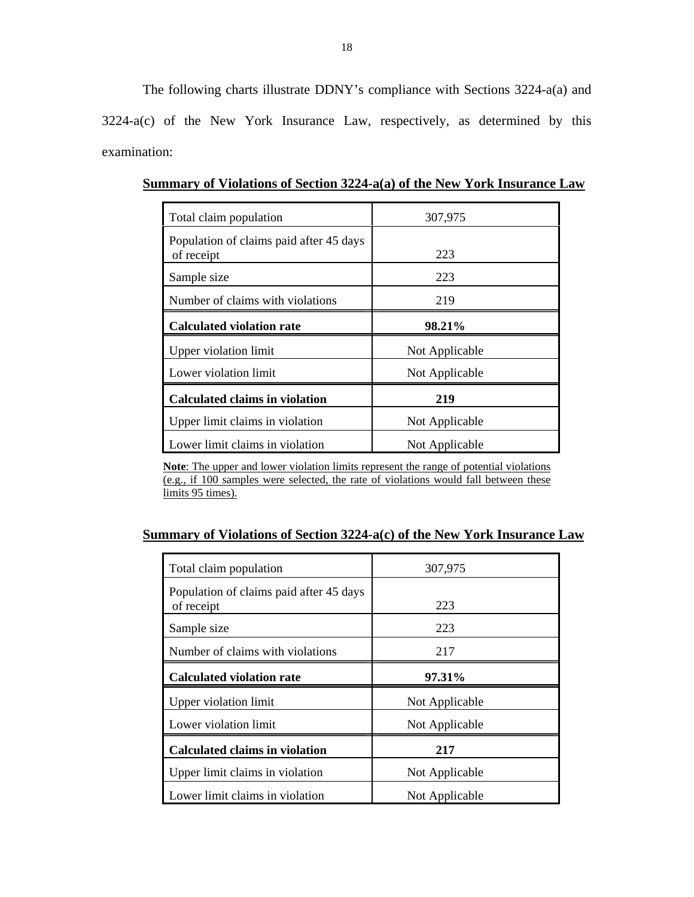The following charts illustrate DDNY's compliance with Sections 3224-a(a) and 3224-a(c) of the New York Insurance Law, respectively, as determined by this examination:

**Summary of Violations of Section 3224-a(a) of the New York Insurance Law**

| | |
|---|---|
| Total claim population | 307,975 |
| Population of claims paid after 45 days of receipt | 223 |
| Sample size | 223 |
| Number of claims with violations | 219 |
| **Calculated violation rate** | **98.21%** |
| Upper violation limit | Not Applicable |
| Lower violation limit | Not Applicable |
| **Calculated claims in violation** | **219** |
| Upper limit claims in violation | Not Applicable |
| Lower limit claims in violation | Not Applicable |

**Note**: The upper and lower violation limits represent the range of potential violations (e.g., if 100 samples were selected, the rate of violations would fall between these limits 95 times).

**Summary of Violations of Section 3224-a(c) of the New York Insurance Law**

| | |
|---|---|
| Total claim population | 307,975 |
| Population of claims paid after 45 days of receipt | 223 |
| Sample size | 223 |
| Number of claims with violations | 217 |
| **Calculated violation rate** | **97.31%** |
| Upper violation limit | Not Applicable |
| Lower violation limit | Not Applicable |
| **Calculated claims in violation** | **217** |
| Upper limit claims in violation | Not Applicable |
| Lower limit claims in violation | Not Applicable |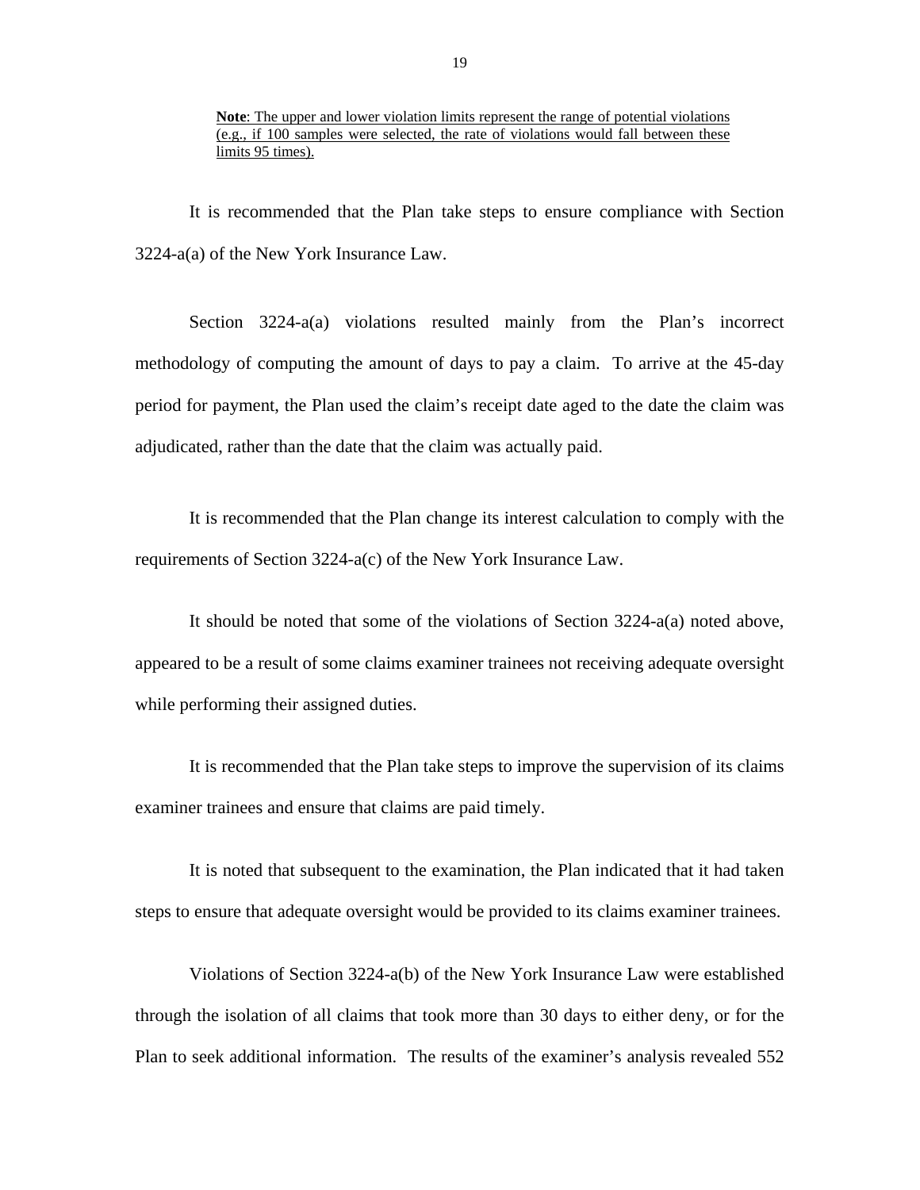**<u>Note</u>**<u>: The upper and lower violation limits represent the range of potential violations (e.g., if 100 samples were selected, the rate of violations would fall between these limits 95 times).</u>

It is recommended that the Plan take steps to ensure compliance with Section 3224-a(a) of the New York Insurance Law.

Section 3224-a(a) violations resulted mainly from the Plan's incorrect methodology of computing the amount of days to pay a claim. To arrive at the 45-day period for payment, the Plan used the claim's receipt date aged to the date the claim was adjudicated, rather than the date that the claim was actually paid.

It is recommended that the Plan change its interest calculation to comply with the requirements of Section 3224-a(c) of the New York Insurance Law.

It should be noted that some of the violations of Section 3224-a(a) noted above, appeared to be a result of some claims examiner trainees not receiving adequate oversight while performing their assigned duties.

It is recommended that the Plan take steps to improve the supervision of its claims examiner trainees and ensure that claims are paid timely.

It is noted that subsequent to the examination, the Plan indicated that it had taken steps to ensure that adequate oversight would be provided to its claims examiner trainees.

Violations of Section 3224-a(b) of the New York Insurance Law were established through the isolation of all claims that took more than 30 days to either deny, or for the Plan to seek additional information. The results of the examiner's analysis revealed 552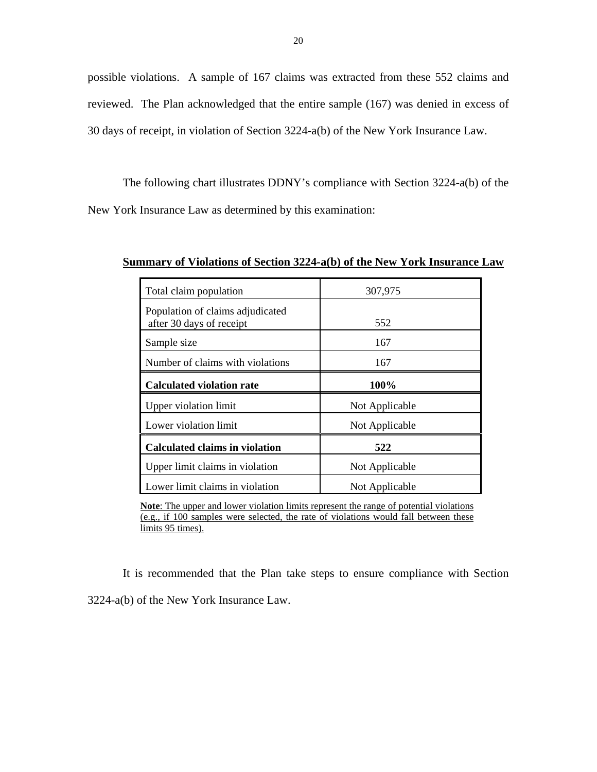possible violations. A sample of 167 claims was extracted from these 552 claims and reviewed. The Plan acknowledged that the entire sample (167) was denied in excess of 30 days of receipt, in violation of Section 3224-a(b) of the New York Insurance Law.

The following chart illustrates DDNY's compliance with Section 3224-a(b) of the New York Insurance Law as determined by this examination:

**Summary of Violations of Section 3224-a(b) of the New York Insurance Law**

| | |
|---|---|
| Total claim population | 307,975 |
| Population of claims adjudicated after 30 days of receipt | 552 |
| Sample size | 167 |
| Number of claims with violations | 167 |
| **Calculated violation rate** | **100%** |
| Upper violation limit | Not Applicable |
| Lower violation limit | Not Applicable |
| **Calculated claims in violation** | **522** |
| Upper limit claims in violation | Not Applicable |
| Lower limit claims in violation | Not Applicable |

**Note**: The upper and lower violation limits represent the range of potential violations (e.g., if 100 samples were selected, the rate of violations would fall between these limits 95 times).

It is recommended that the Plan take steps to ensure compliance with Section 3224-a(b) of the New York Insurance Law.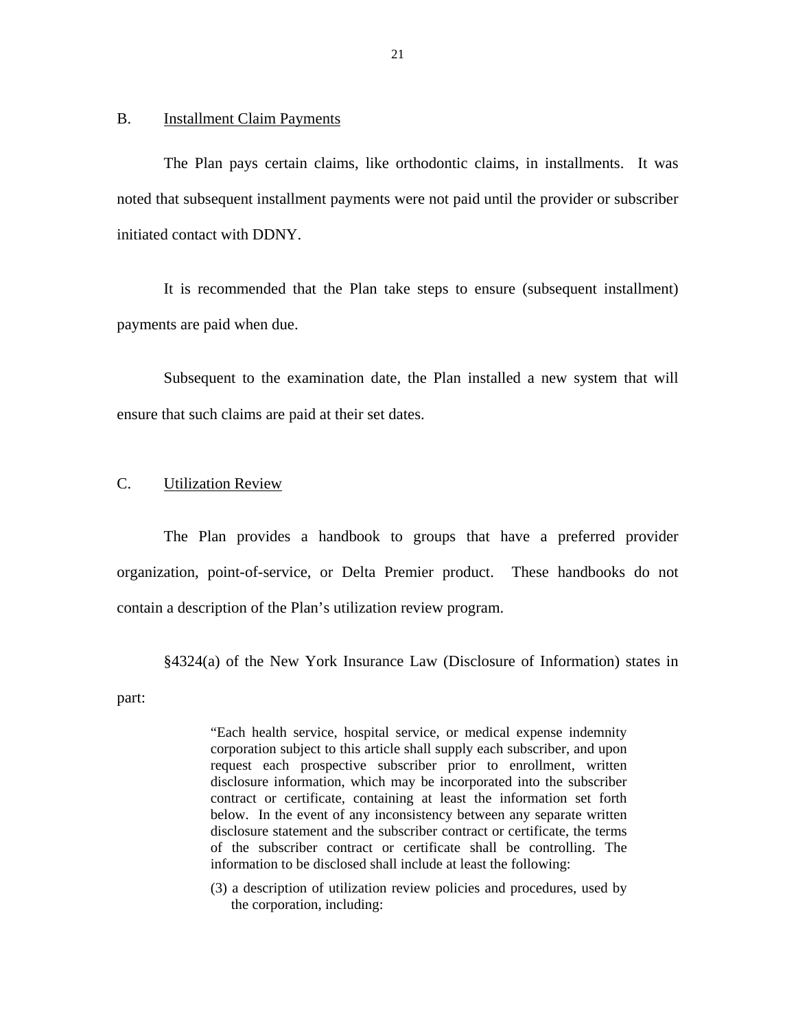## B. Installment Claim Payments

The Plan pays certain claims, like orthodontic claims, in installments. It was noted that subsequent installment payments were not paid until the provider or subscriber initiated contact with DDNY.

It is recommended that the Plan take steps to ensure (subsequent installment) payments are paid when due.

Subsequent to the examination date, the Plan installed a new system that will ensure that such claims are paid at their set dates.

## C. Utilization Review

The Plan provides a handbook to groups that have a preferred provider organization, point-of-service, or Delta Premier product. These handbooks do not contain a description of the Plan's utilization review program.

§4324(a) of the New York Insurance Law (Disclosure of Information) states in part:

> "Each health service, hospital service, or medical expense indemnity corporation subject to this article shall supply each subscriber, and upon request each prospective subscriber prior to enrollment, written disclosure information, which may be incorporated into the subscriber contract or certificate, containing at least the information set forth below. In the event of any inconsistency between any separate written disclosure statement and the subscriber contract or certificate, the terms of the subscriber contract or certificate shall be controlling. The information to be disclosed shall include at least the following:
>
> (3) a description of utilization review policies and procedures, used by the corporation, including: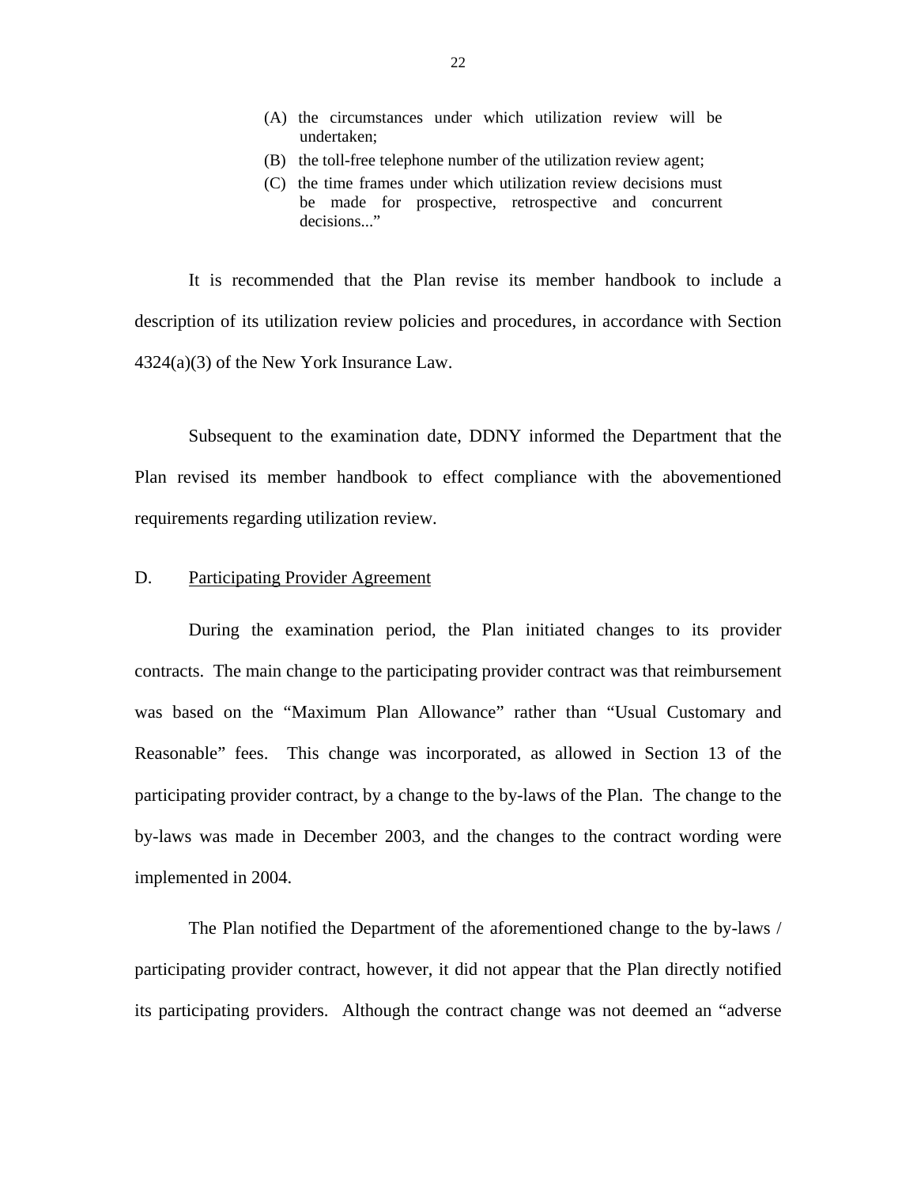> (A) the circumstances under which utilization review will be undertaken;
>
> (B) the toll-free telephone number of the utilization review agent;
>
> (C) the time frames under which utilization review decisions must be made for prospective, retrospective and concurrent decisions..."

It is recommended that the Plan revise its member handbook to include a description of its utilization review policies and procedures, in accordance with Section 4324(a)(3) of the New York Insurance Law.

Subsequent to the examination date, DDNY informed the Department that the Plan revised its member handbook to effect compliance with the abovementioned requirements regarding utilization review.

D. <u>Participating Provider Agreement</u>

During the examination period, the Plan initiated changes to its provider contracts. The main change to the participating provider contract was that reimbursement was based on the "Maximum Plan Allowance" rather than "Usual Customary and Reasonable" fees. This change was incorporated, as allowed in Section 13 of the participating provider contract, by a change to the by-laws of the Plan. The change to the by-laws was made in December 2003, and the changes to the contract wording were implemented in 2004.

The Plan notified the Department of the aforementioned change to the by-laws / participating provider contract, however, it did not appear that the Plan directly notified its participating providers. Although the contract change was not deemed an "adverse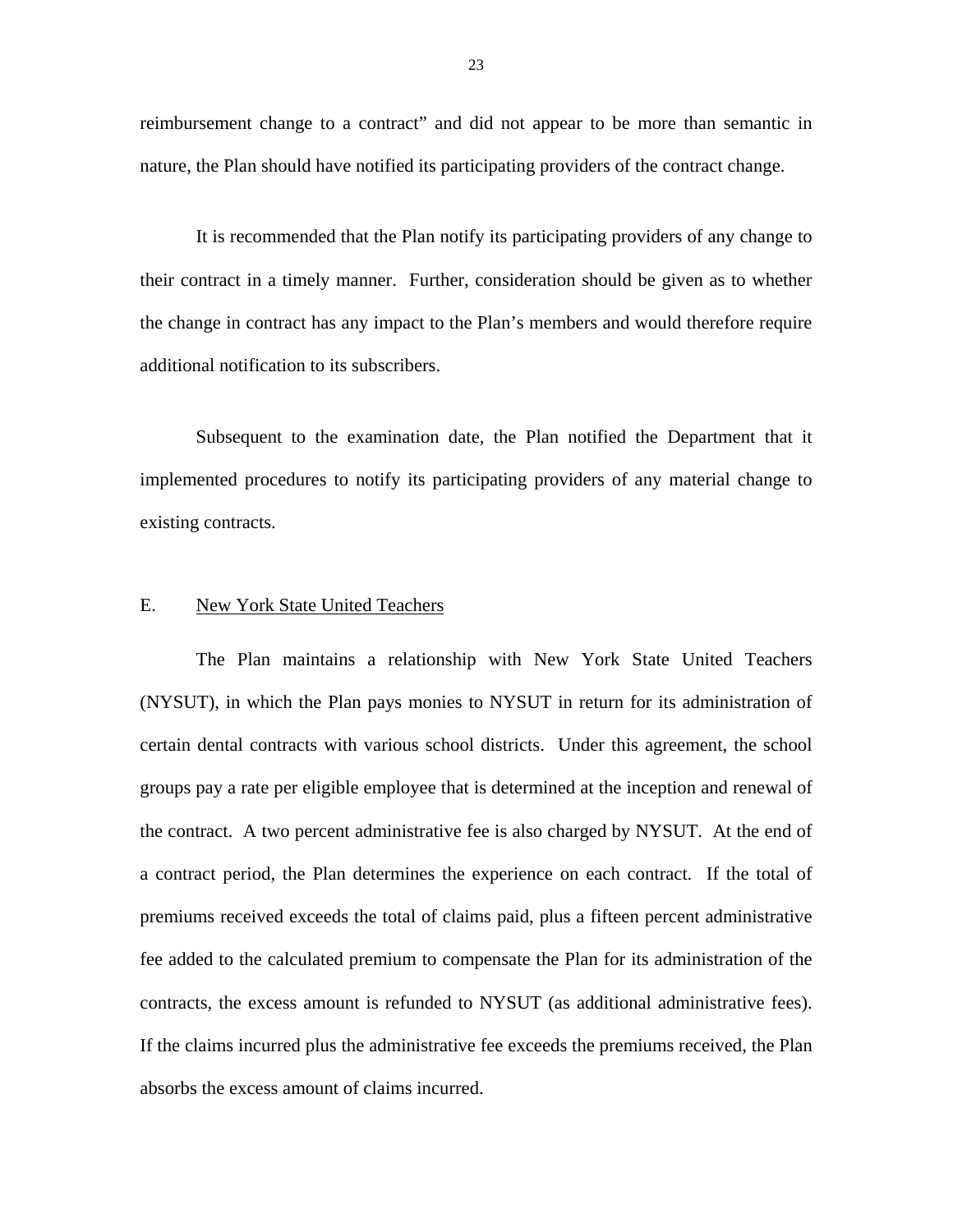reimbursement change to a contract" and did not appear to be more than semantic in nature, the Plan should have notified its participating providers of the contract change.

It is recommended that the Plan notify its participating providers of any change to their contract in a timely manner. Further, consideration should be given as to whether the change in contract has any impact to the Plan's members and would therefore require additional notification to its subscribers.

Subsequent to the examination date, the Plan notified the Department that it implemented procedures to notify its participating providers of any material change to existing contracts.

## E. New York State United Teachers

The Plan maintains a relationship with New York State United Teachers (NYSUT), in which the Plan pays monies to NYSUT in return for its administration of certain dental contracts with various school districts. Under this agreement, the school groups pay a rate per eligible employee that is determined at the inception and renewal of the contract. A two percent administrative fee is also charged by NYSUT. At the end of a contract period, the Plan determines the experience on each contract. If the total of premiums received exceeds the total of claims paid, plus a fifteen percent administrative fee added to the calculated premium to compensate the Plan for its administration of the contracts, the excess amount is refunded to NYSUT (as additional administrative fees). If the claims incurred plus the administrative fee exceeds the premiums received, the Plan absorbs the excess amount of claims incurred.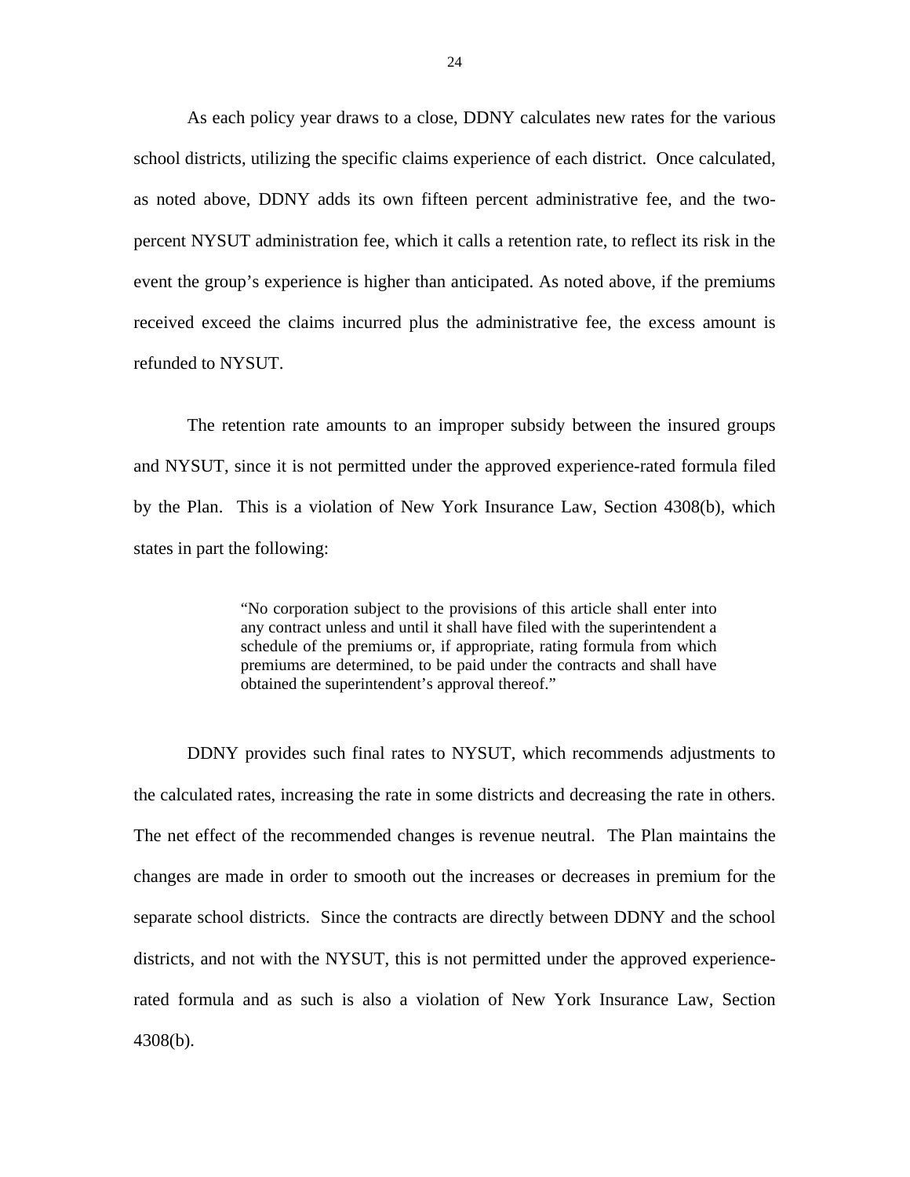As each policy year draws to a close, DDNY calculates new rates for the various school districts, utilizing the specific claims experience of each district. Once calculated, as noted above, DDNY adds its own fifteen percent administrative fee, and the two-percent NYSUT administration fee, which it calls a retention rate, to reflect its risk in the event the group's experience is higher than anticipated. As noted above, if the premiums received exceed the claims incurred plus the administrative fee, the excess amount is refunded to NYSUT.

The retention rate amounts to an improper subsidy between the insured groups and NYSUT, since it is not permitted under the approved experience-rated formula filed by the Plan. This is a violation of New York Insurance Law, Section 4308(b), which states in part the following:

> "No corporation subject to the provisions of this article shall enter into any contract unless and until it shall have filed with the superintendent a schedule of the premiums or, if appropriate, rating formula from which premiums are determined, to be paid under the contracts and shall have obtained the superintendent's approval thereof."

DDNY provides such final rates to NYSUT, which recommends adjustments to the calculated rates, increasing the rate in some districts and decreasing the rate in others. The net effect of the recommended changes is revenue neutral. The Plan maintains the changes are made in order to smooth out the increases or decreases in premium for the separate school districts. Since the contracts are directly between DDNY and the school districts, and not with the NYSUT, this is not permitted under the approved experience-rated formula and as such is also a violation of New York Insurance Law, Section 4308(b).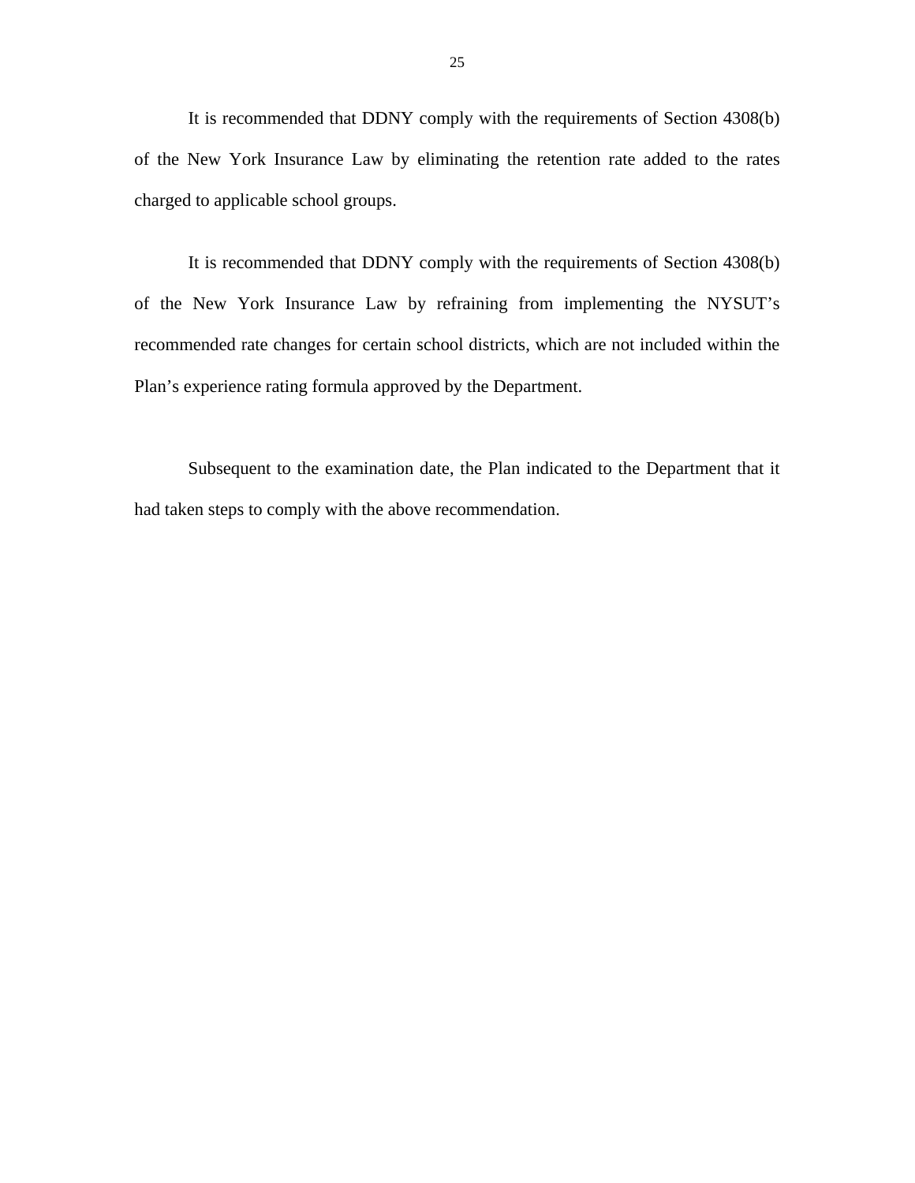It is recommended that DDNY comply with the requirements of Section 4308(b) of the New York Insurance Law by eliminating the retention rate added to the rates charged to applicable school groups.

It is recommended that DDNY comply with the requirements of Section 4308(b) of the New York Insurance Law by refraining from implementing the NYSUT's recommended rate changes for certain school districts, which are not included within the Plan's experience rating formula approved by the Department.

Subsequent to the examination date, the Plan indicated to the Department that it had taken steps to comply with the above recommendation.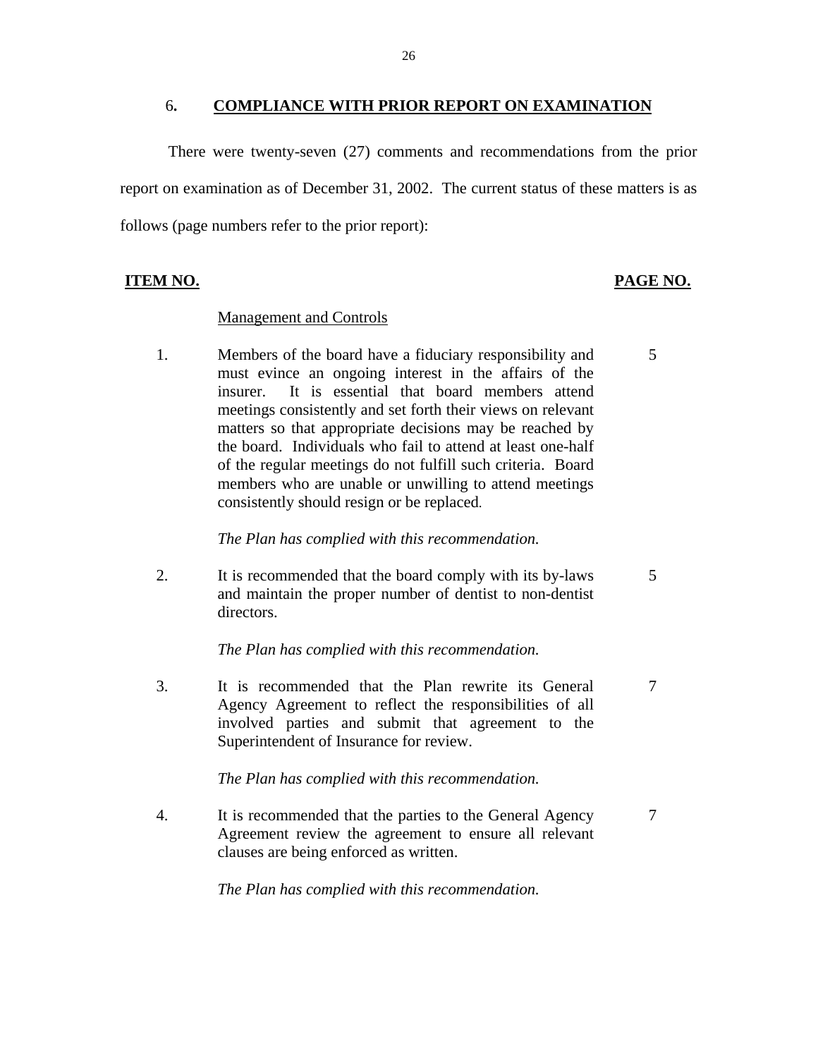## 6. COMPLIANCE WITH PRIOR REPORT ON EXAMINATION

There were twenty-seven (27) comments and recommendations from the prior report on examination as of December 31, 2002. The current status of these matters is as follows (page numbers refer to the prior report):

| ITEM NO. | | PAGE NO. |
|---|---|---|
| | Management and Controls | |
| 1. | Members of the board have a fiduciary responsibility and must evince an ongoing interest in the affairs of the insurer. It is essential that board members attend meetings consistently and set forth their views on relevant matters so that appropriate decisions may be reached by the board. Individuals who fail to attend at least one-half of the regular meetings do not fulfill such criteria. Board members who are unable or unwilling to attend meetings consistently should resign or be replaced.<br><br>*The Plan has complied with this recommendation.* | 5 |
| 2. | It is recommended that the board comply with its by-laws and maintain the proper number of dentist to non-dentist directors.<br><br>*The Plan has complied with this recommendation.* | 5 |
| 3. | It is recommended that the Plan rewrite its General Agency Agreement to reflect the responsibilities of all involved parties and submit that agreement to the Superintendent of Insurance for review.<br><br>*The Plan has complied with this recommendation.* | 7 |
| 4. | It is recommended that the parties to the General Agency Agreement review the agreement to ensure all relevant clauses are being enforced as written.<br><br>*The Plan has complied with this recommendation.* | 7 |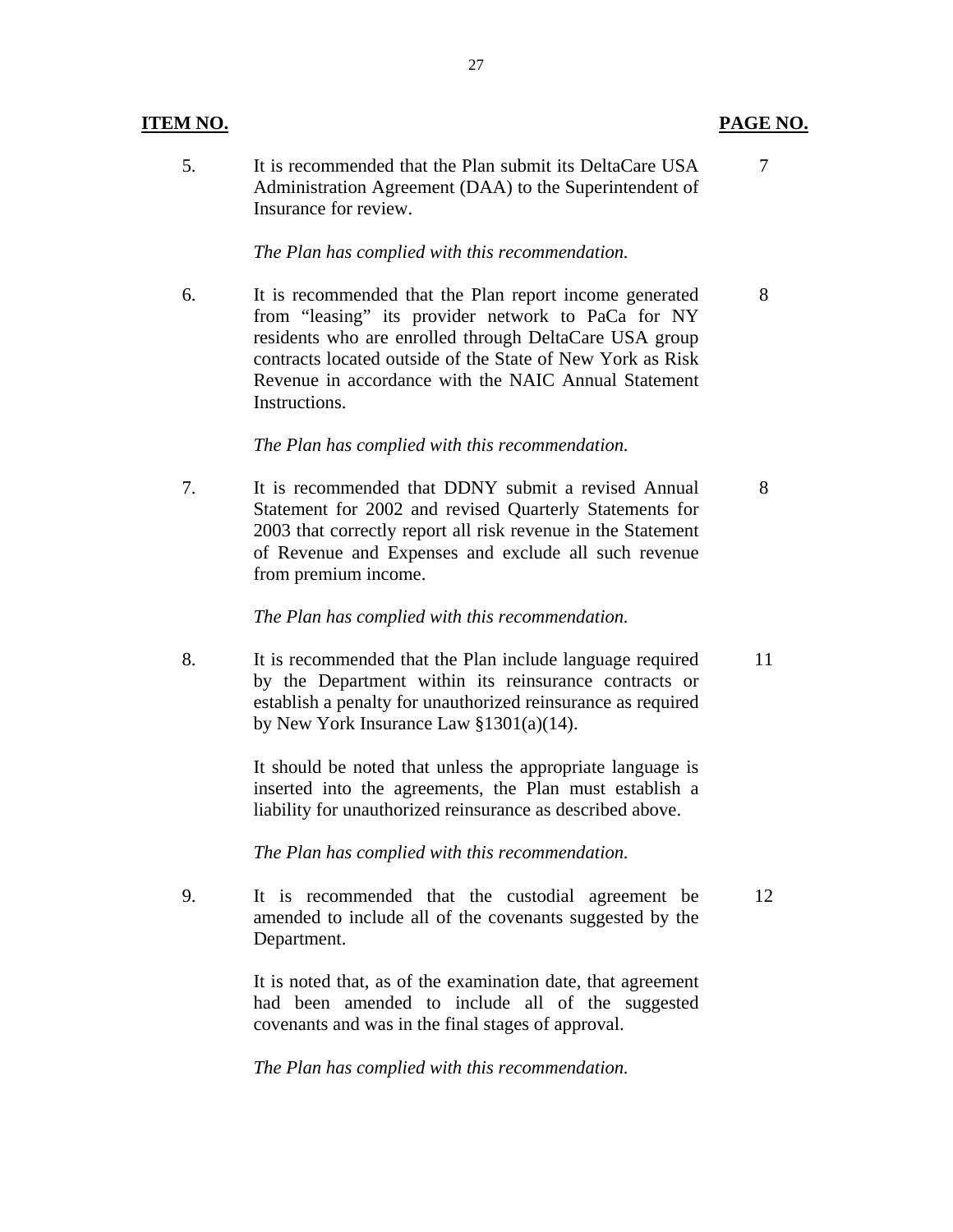| ITEM NO. | | PAGE NO. |
|---|---|---|
| 5. | It is recommended that the Plan submit its DeltaCare USA Administration Agreement (DAA) to the Superintendent of Insurance for review.<br><br>*The Plan has complied with this recommendation.* | 7 |
| 6. | It is recommended that the Plan report income generated from "leasing" its provider network to PaCa for NY residents who are enrolled through DeltaCare USA group contracts located outside of the State of New York as Risk Revenue in accordance with the NAIC Annual Statement Instructions.<br><br>*The Plan has complied with this recommendation.* | 8 |
| 7. | It is recommended that DDNY submit a revised Annual Statement for 2002 and revised Quarterly Statements for 2003 that correctly report all risk revenue in the Statement of Revenue and Expenses and exclude all such revenue from premium income.<br><br>*The Plan has complied with this recommendation.* | 8 |
| 8. | It is recommended that the Plan include language required by the Department within its reinsurance contracts or establish a penalty for unauthorized reinsurance as required by New York Insurance Law §1301(a)(14).<br><br>It should be noted that unless the appropriate language is inserted into the agreements, the Plan must establish a liability for unauthorized reinsurance as described above.<br><br>*The Plan has complied with this recommendation.* | 11 |
| 9. | It is recommended that the custodial agreement be amended to include all of the covenants suggested by the Department.<br><br>It is noted that, as of the examination date, that agreement had been amended to include all of the suggested covenants and was in the final stages of approval.<br><br>*The Plan has complied with this recommendation.* | 12 |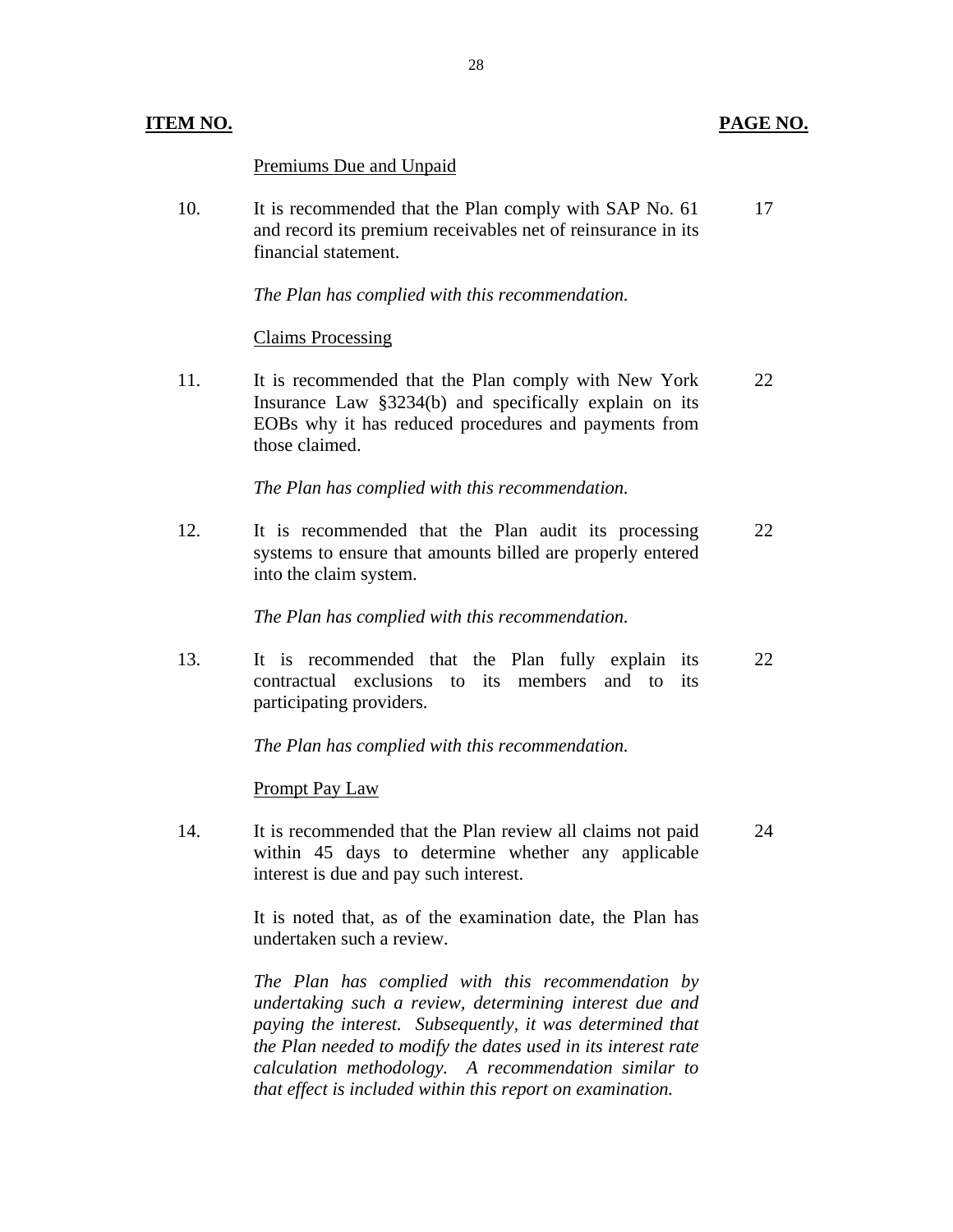| **ITEM NO.** | | **PAGE NO.** |
|---|---|---|
| | Premiums Due and Unpaid | |
| 10. | It is recommended that the Plan comply with SAP No. 61 and record its premium receivables net of reinsurance in its financial statement.<br><br>*The Plan has complied with this recommendation.* | 17 |
| | Claims Processing | |
| 11. | It is recommended that the Plan comply with New York Insurance Law §3234(b) and specifically explain on its EOBs why it has reduced procedures and payments from those claimed.<br><br>*The Plan has complied with this recommendation.* | 22 |
| 12. | It is recommended that the Plan audit its processing systems to ensure that amounts billed are properly entered into the claim system.<br><br>*The Plan has complied with this recommendation.* | 22 |
| 13. | It is recommended that the Plan fully explain its contractual exclusions to its members and to its participating providers.<br><br>*The Plan has complied with this recommendation.* | 22 |
| | Prompt Pay Law | |
| 14. | It is recommended that the Plan review all claims not paid within 45 days to determine whether any applicable interest is due and pay such interest.<br><br>It is noted that, as of the examination date, the Plan has undertaken such a review.<br><br>*The Plan has complied with this recommendation by undertaking such a review, determining interest due and paying the interest. Subsequently, it was determined that the Plan needed to modify the dates used in its interest rate calculation methodology. A recommendation similar to that effect is included within this report on examination.* | 24 |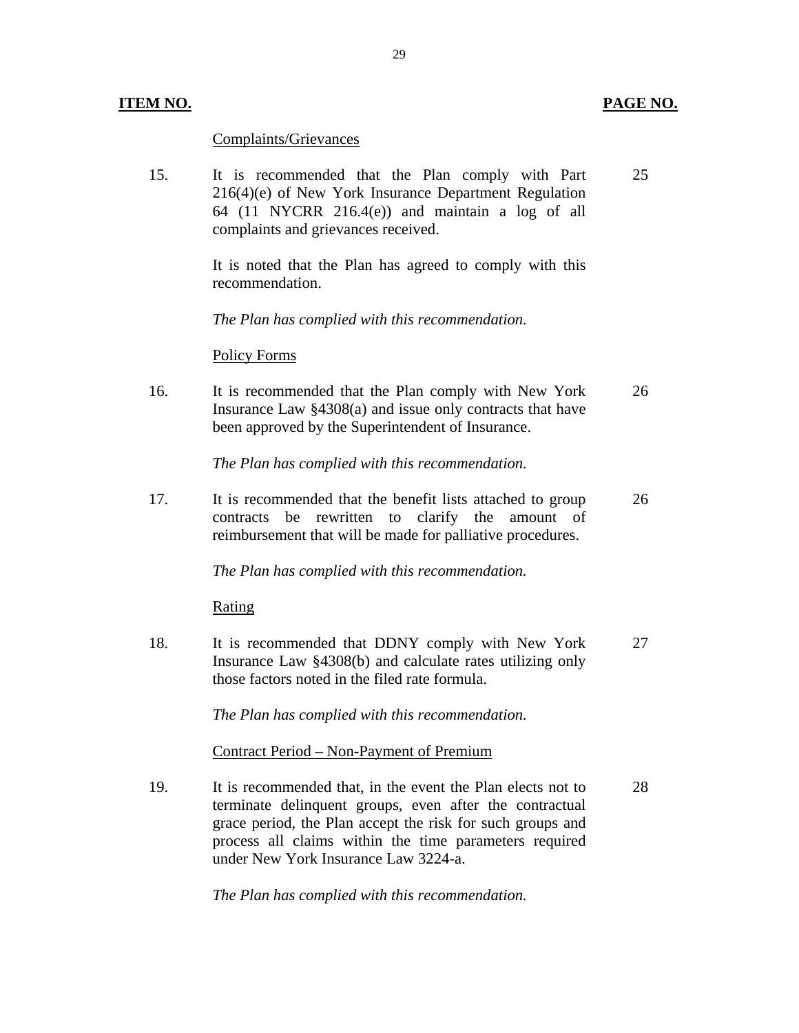| ITEM NO. | | PAGE NO. |
|---|---|---|
| | Complaints/Grievances | |
| 15. | It is recommended that the Plan comply with Part 216(4)(e) of New York Insurance Department Regulation 64 (11 NYCRR 216.4(e)) and maintain a log of all complaints and grievances received.<br><br>It is noted that the Plan has agreed to comply with this recommendation.<br><br>*The Plan has complied with this recommendation.* | 25 |
| | Policy Forms | |
| 16. | It is recommended that the Plan comply with New York Insurance Law §4308(a) and issue only contracts that have been approved by the Superintendent of Insurance.<br><br>*The Plan has complied with this recommendation.* | 26 |
| 17. | It is recommended that the benefit lists attached to group contracts be rewritten to clarify the amount of reimbursement that will be made for palliative procedures.<br><br>*The Plan has complied with this recommendation.* | 26 |
| | Rating | |
| 18. | It is recommended that DDNY comply with New York Insurance Law §4308(b) and calculate rates utilizing only those factors noted in the filed rate formula.<br><br>*The Plan has complied with this recommendation.* | 27 |
| | Contract Period – Non-Payment of Premium | |
| 19. | It is recommended that, in the event the Plan elects not to terminate delinquent groups, even after the contractual grace period, the Plan accept the risk for such groups and process all claims within the time parameters required under New York Insurance Law 3224-a.<br><br>*The Plan has complied with this recommendation.* | 28 |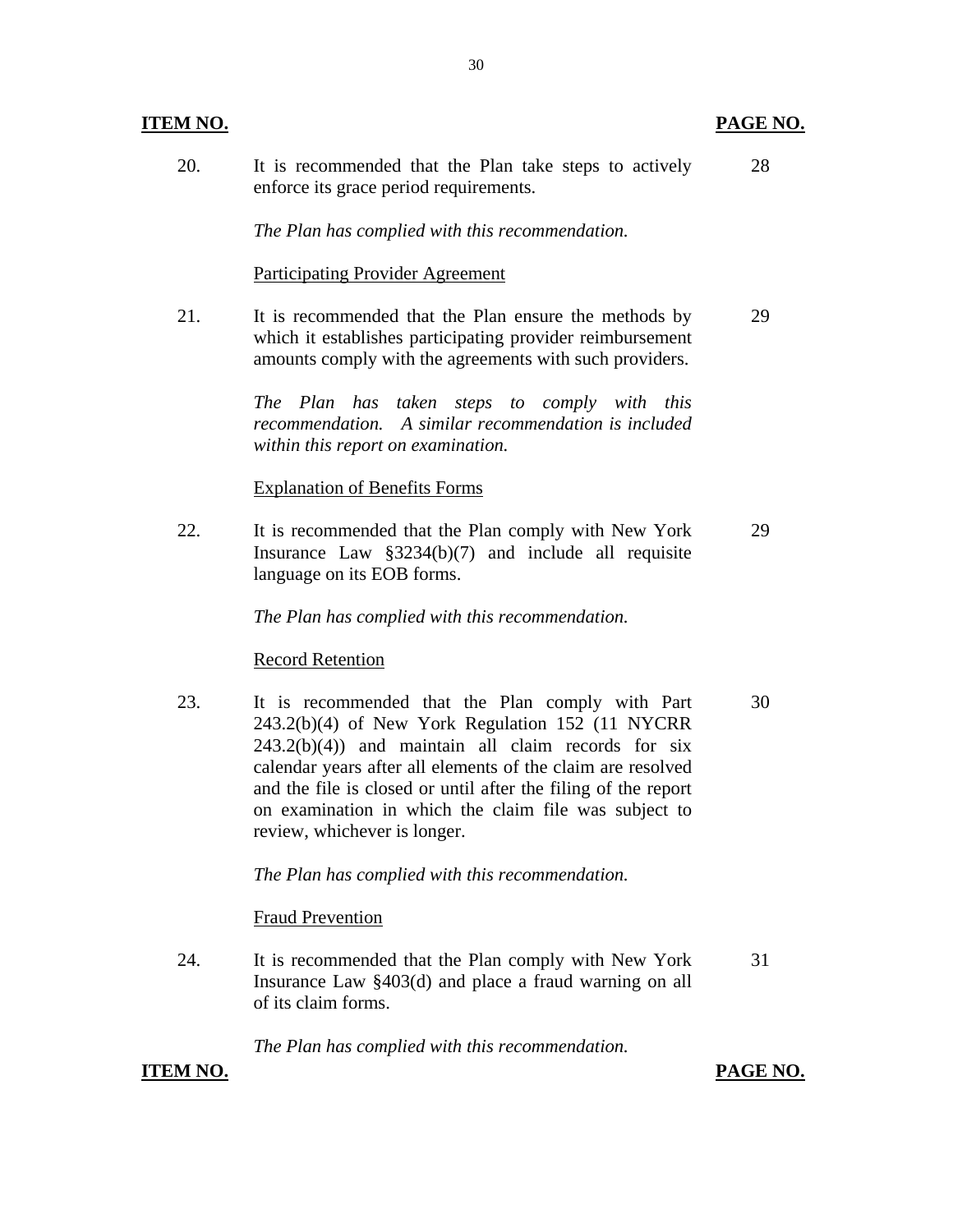| ITEM NO. | | PAGE NO. |
|---|---|---|
| 20. | It is recommended that the Plan take steps to actively enforce its grace period requirements. | 28 |
| | *The Plan has complied with this recommendation.* | |
| | <u>Participating Provider Agreement</u> | |
| 21. | It is recommended that the Plan ensure the methods by which it establishes participating provider reimbursement amounts comply with the agreements with such providers. | 29 |
| | *The Plan has taken steps to comply with this recommendation. A similar recommendation is included within this report on examination.* | |
| | <u>Explanation of Benefits Forms</u> | |
| 22. | It is recommended that the Plan comply with New York Insurance Law §3234(b)(7) and include all requisite language on its EOB forms. | 29 |
| | *The Plan has complied with this recommendation.* | |
| | <u>Record Retention</u> | |
| 23. | It is recommended that the Plan comply with Part 243.2(b)(4) of New York Regulation 152 (11 NYCRR 243.2(b)(4)) and maintain all claim records for six calendar years after all elements of the claim are resolved and the file is closed or until after the filing of the report on examination in which the claim file was subject to review, whichever is longer. | 30 |
| | *The Plan has complied with this recommendation.* | |
| | <u>Fraud Prevention</u> | |
| 24. | It is recommended that the Plan comply with New York Insurance Law §403(d) and place a fraud warning on all of its claim forms. | 31 |
| | *The Plan has complied with this recommendation.* | |

**ITEM NO.** **PAGE NO.**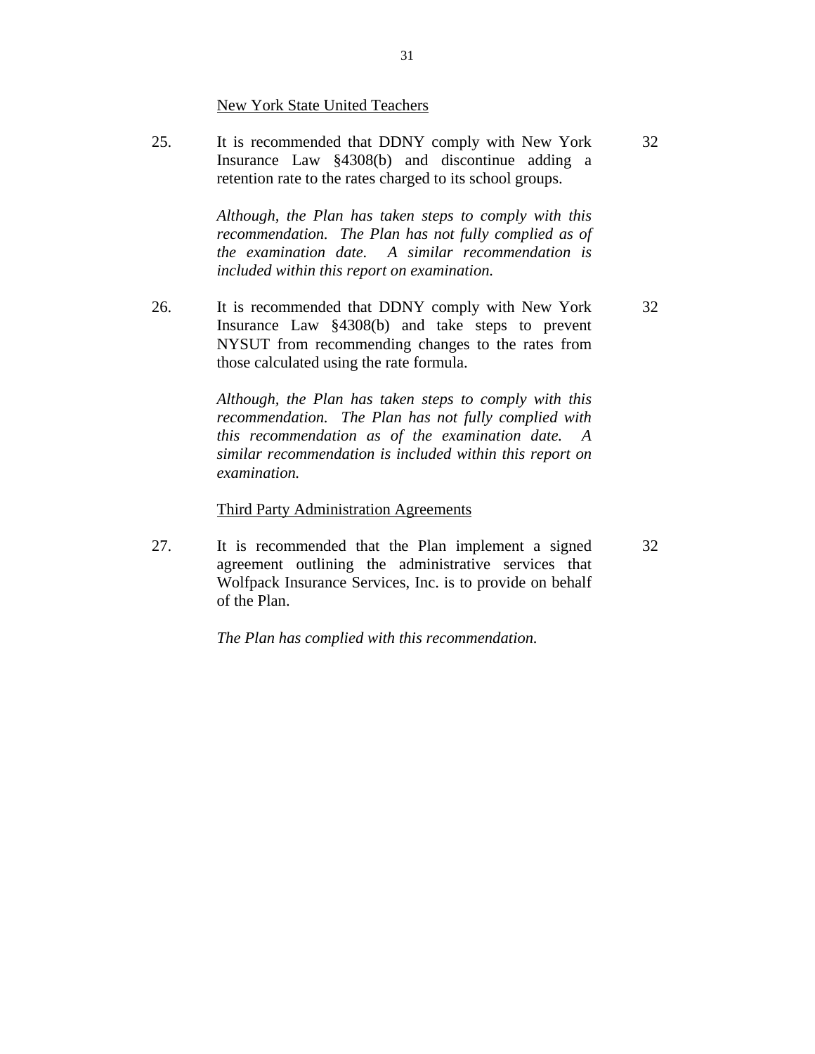New York State United Teachers

| | | |
|---|---|---|
| 25. | It is recommended that DDNY comply with New York Insurance Law §4308(b) and discontinue adding a retention rate to the rates charged to its school groups.<br><br>*Although, the Plan has taken steps to comply with this recommendation. The Plan has not fully complied as of the examination date. A similar recommendation is included within this report on examination.* | 32 |
| 26. | It is recommended that DDNY comply with New York Insurance Law §4308(b) and take steps to prevent NYSUT from recommending changes to the rates from those calculated using the rate formula.<br><br>*Although, the Plan has taken steps to comply with this recommendation. The Plan has not fully complied with this recommendation as of the examination date. A similar recommendation is included within this report on examination.* | 32 |

Third Party Administration Agreements

| | | |
|---|---|---|
| 27. | It is recommended that the Plan implement a signed agreement outlining the administrative services that Wolfpack Insurance Services, Inc. is to provide on behalf of the Plan.<br><br>*The Plan has complied with this recommendation.* | 32 |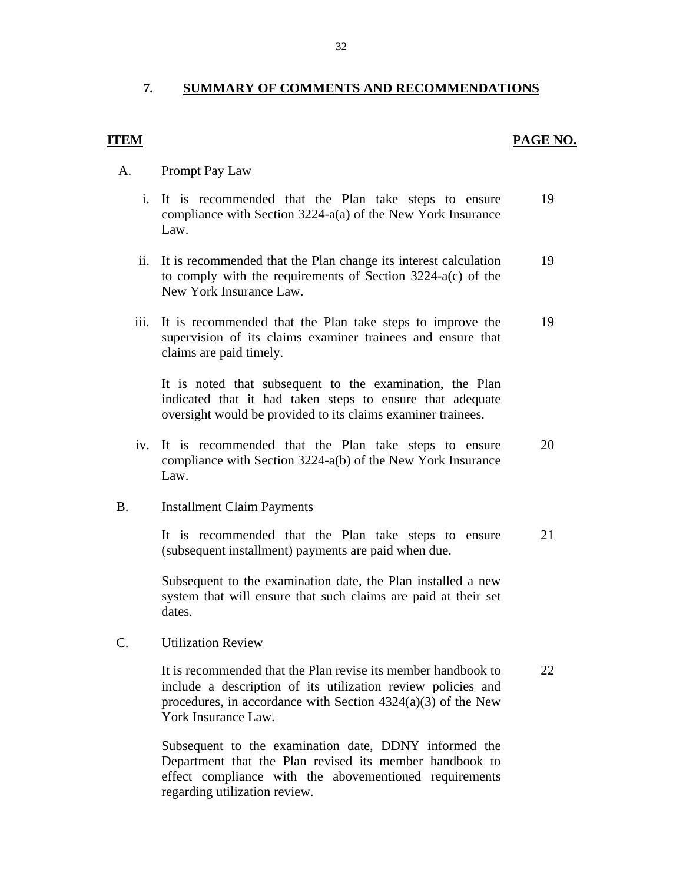## 7. SUMMARY OF COMMENTS AND RECOMMENDATIONS

| ITEM | | PAGE NO. |
|---|---|---|
| A. | Prompt Pay Law | |
| i. | It is recommended that the Plan take steps to ensure compliance with Section 3224-a(a) of the New York Insurance Law. | 19 |
| ii. | It is recommended that the Plan change its interest calculation to comply with the requirements of Section 3224-a(c) of the New York Insurance Law. | 19 |
| iii. | It is recommended that the Plan take steps to improve the supervision of its claims examiner trainees and ensure that claims are paid timely.<br><br>It is noted that subsequent to the examination, the Plan indicated that it had taken steps to ensure that adequate oversight would be provided to its claims examiner trainees. | 19 |
| iv. | It is recommended that the Plan take steps to ensure compliance with Section 3224-a(b) of the New York Insurance Law. | 20 |
| B. | Installment Claim Payments | |
| | It is recommended that the Plan take steps to ensure (subsequent installment) payments are paid when due.<br><br>Subsequent to the examination date, the Plan installed a new system that will ensure that such claims are paid at their set dates. | 21 |
| C. | Utilization Review | |
| | It is recommended that the Plan revise its member handbook to include a description of its utilization review policies and procedures, in accordance with Section 4324(a)(3) of the New York Insurance Law.<br><br>Subsequent to the examination date, DDNY informed the Department that the Plan revised its member handbook to effect compliance with the abovementioned requirements regarding utilization review. | 22 |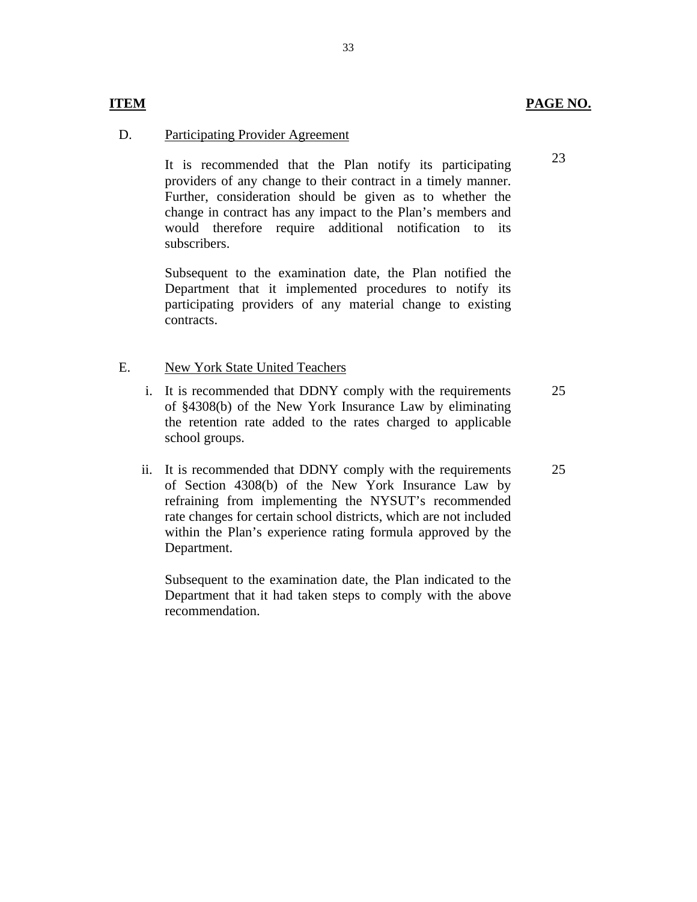| ITEM | | PAGE NO. |
|---|---|---|
| D. | Participating Provider Agreement | |
| | It is recommended that the Plan notify its participating providers of any change to their contract in a timely manner. Further, consideration should be given as to whether the change in contract has any impact to the Plan's members and would therefore require additional notification to its subscribers. | 23 |
| | Subsequent to the examination date, the Plan notified the Department that it implemented procedures to notify its participating providers of any material change to existing contracts. | |
| E. | New York State United Teachers | |
| i. | It is recommended that DDNY comply with the requirements of §4308(b) of the New York Insurance Law by eliminating the retention rate added to the rates charged to applicable school groups. | 25 |
| ii. | It is recommended that DDNY comply with the requirements of Section 4308(b) of the New York Insurance Law by refraining from implementing the NYSUT's recommended rate changes for certain school districts, which are not included within the Plan's experience rating formula approved by the Department. | 25 |
| | Subsequent to the examination date, the Plan indicated to the Department that it had taken steps to comply with the above recommendation. | |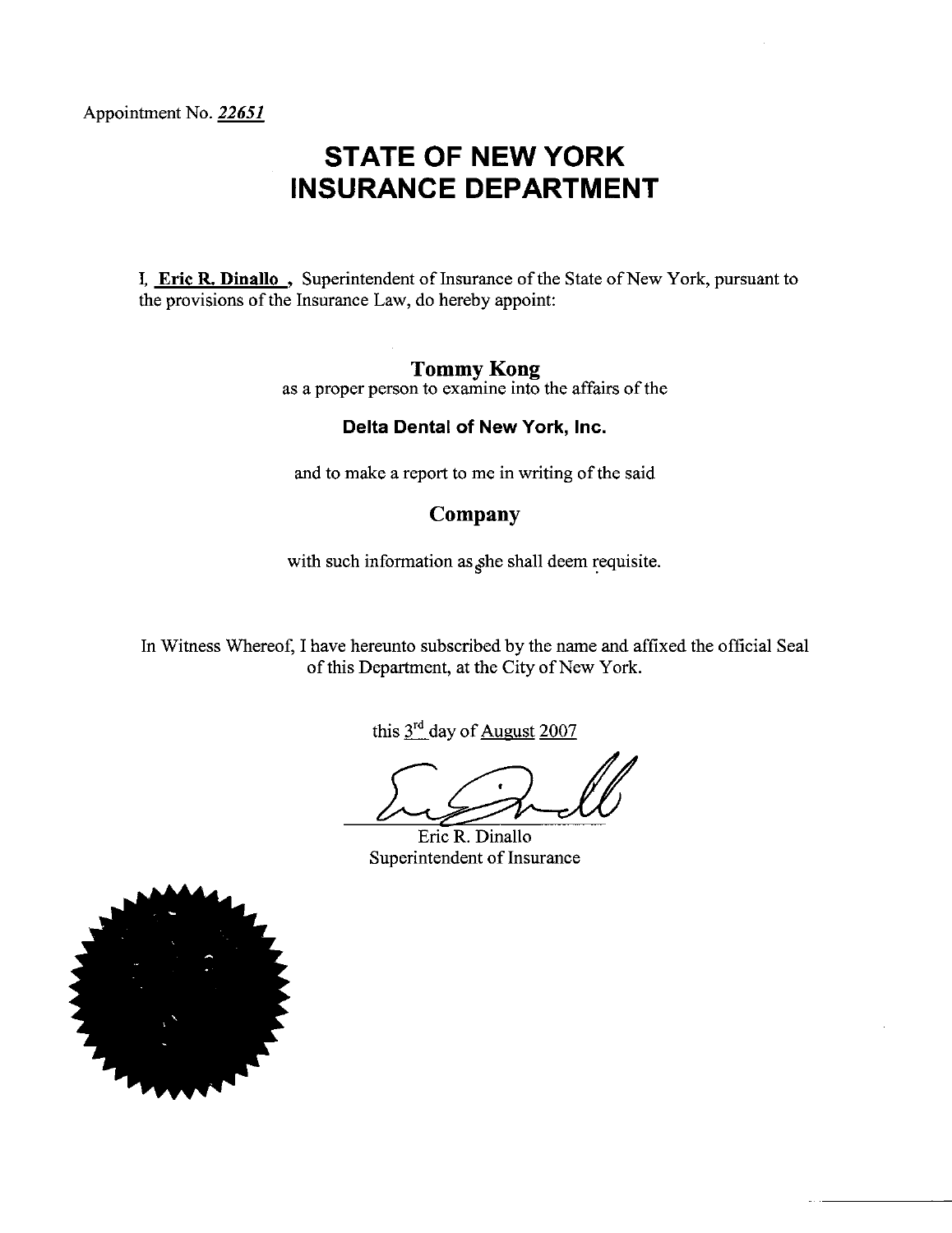Appointment No. *22651*

# STATE OF NEW YORK
# INSURANCE DEPARTMENT

I, **Eric R. Dinallo** , Superintendent of Insurance of the State of New York, pursuant to the provisions of the Insurance Law, do hereby appoint:

**Tommy Kong**
as a proper person to examine into the affairs of the

**Delta Dental of New York, Inc.**

and to make a report to me in writing of the said

**Company**

with such information as she shall deem requisite.

In Witness Whereof, I have hereunto subscribed by the name and affixed the official Seal of this Department, at the City of New York.

this 3rd day of August 2007

Eric R. Dinallo
Superintendent of Insurance